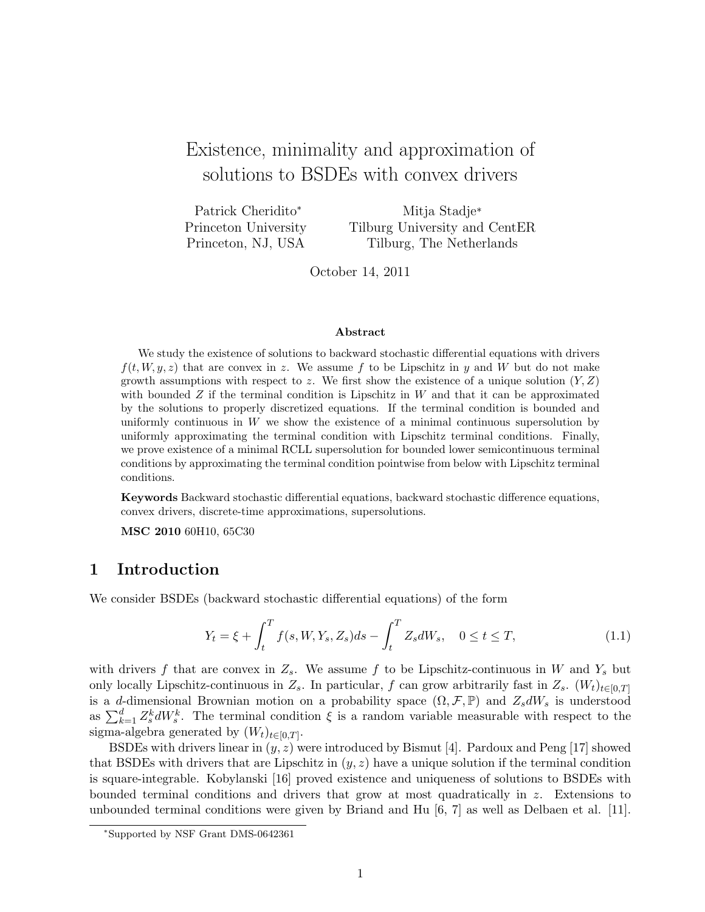# Existence, minimality and approximation of solutions to BSDEs with convex drivers

Patrick Cheridito[*]
Princeton University
Princeton, NJ, USA

Mitja Stadje[*]
Tilburg University and CentER
Tilburg, The Netherlands

October 14, 2011

### Abstract

We study the existence of solutions to backward stochastic differential equations with drivers $f(t, W, y, z)$ that are convex in $z$. We assume $f$ to be Lipschitz in $y$ and $W$ but do not make growth assumptions with respect to $z$. We first show the existence of a unique solution $(Y, Z)$ with bounded $Z$ if the terminal condition is Lipschitz in $W$ and that it can be approximated by the solutions to properly discretized equations. If the terminal condition is bounded and uniformly continuous in $W$ we show the existence of a minimal continuous supersolution by uniformly approximating the terminal condition with Lipschitz terminal conditions. Finally, we prove existence of a minimal RCLL supersolution for bounded lower semicontinuous terminal conditions by approximating the terminal condition pointwise from below with Lipschitz terminal conditions.

**Keywords** Backward stochastic differential equations, backward stochastic difference equations, convex drivers, discrete-time approximations, supersolutions.

**MSC 2010** 60H10, 65C30

## 1 Introduction

We consider BSDEs (backward stochastic differential equations) of the form

$$Y_t = \xi + \int_t^T f(s, W, Y_s, Z_s)ds - \int_t^T Z_s dW_s, \quad 0 \leq t \leq T, \tag{1.1}$$

with drivers $f$ that are convex in $Z_s$. We assume $f$ to be Lipschitz-continuous in $W$ and $Y_s$ but only locally Lipschitz-continuous in $Z_s$. In particular, $f$ can grow arbitrarily fast in $Z_s$. $(W_t)_{t\in[0,T]}$ is a $d$-dimensional Brownian motion on a probability space $(\Omega, \mathcal{F}, \mathbb{P})$ and $Z_s dW_s$ is understood as $\sum_{k=1}^d Z_s^k dW_s^k$. The terminal condition $\xi$ is a random variable measurable with respect to the sigma-algebra generated by $(W_t)_{t\in[0,T]}$.

BSDEs with drivers linear in $(y, z)$ were introduced by Bismut [4]. Pardoux and Peng [17] showed that BSDEs with drivers that are Lipschitz in $(y, z)$ have a unique solution if the terminal condition is square-integrable. Kobylanski [16] proved existence and uniqueness of solutions to BSDEs with bounded terminal conditions and drivers that grow at most quadratically in $z$. Extensions to unbounded terminal conditions were given by Briand and Hu [6, 7] as well as Delbaen et al. [11].

[*]Supported by NSF Grant DMS-0642361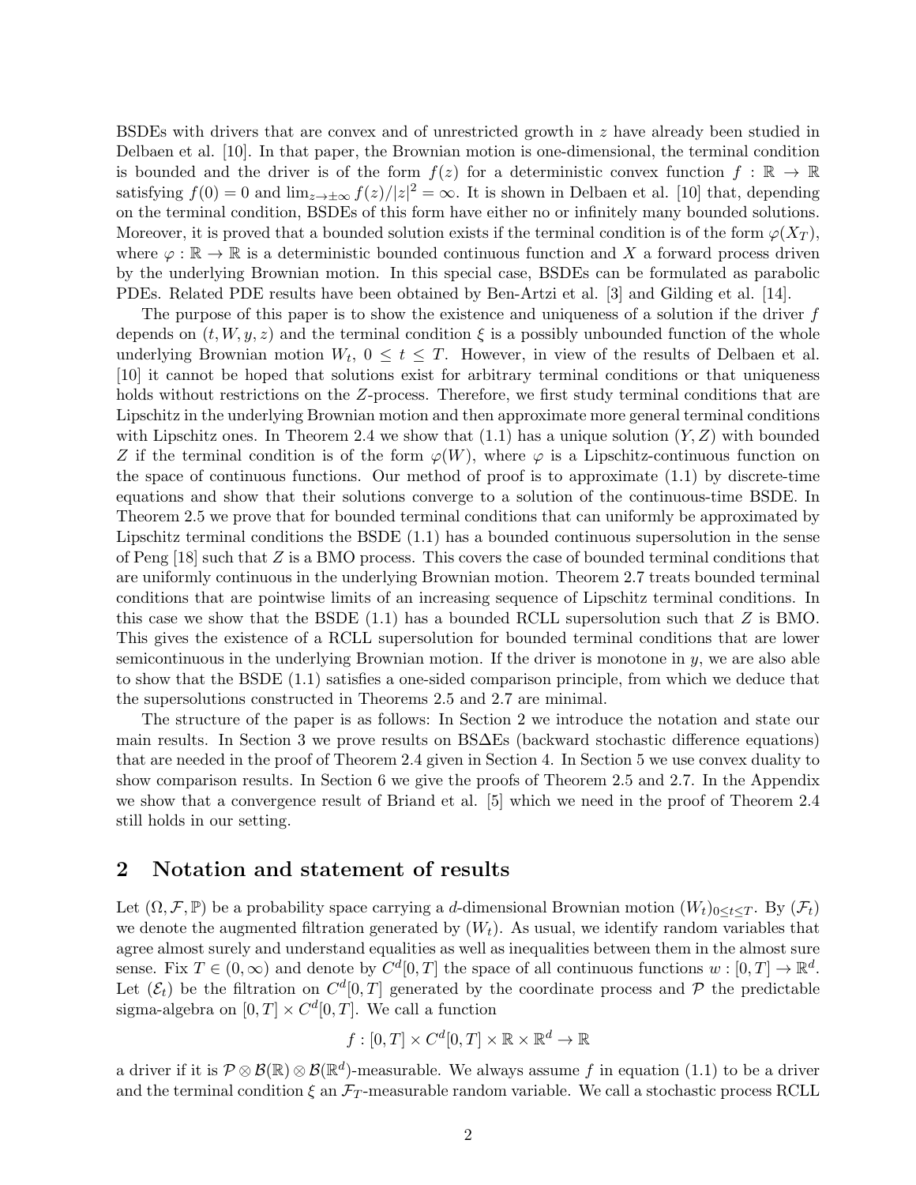BSDEs with drivers that are convex and of unrestricted growth in $z$ have already been studied in Delbaen et al. [10]. In that paper, the Brownian motion is one-dimensional, the terminal condition is bounded and the driver is of the form $f(z)$ for a deterministic convex function $f : \mathbb{R} \to \mathbb{R}$ satisfying $f(0) = 0$ and $\lim_{z\to\pm\infty} f(z)/|z|^2 = \infty$. It is shown in Delbaen et al. [10] that, depending on the terminal condition, BSDEs of this form have either no or infinitely many bounded solutions. Moreover, it is proved that a bounded solution exists if the terminal condition is of the form $\varphi(X_T)$, where $\varphi : \mathbb{R} \to \mathbb{R}$ is a deterministic bounded continuous function and $X$ a forward process driven by the underlying Brownian motion. In this special case, BSDEs can be formulated as parabolic PDEs. Related PDE results have been obtained by Ben-Artzi et al. [3] and Gilding et al. [14].

The purpose of this paper is to show the existence and uniqueness of a solution if the driver $f$ depends on $(t, W, y, z)$ and the terminal condition $\xi$ is a possibly unbounded function of the whole underlying Brownian motion $W_t$, $0 \leq t \leq T$. However, in view of the results of Delbaen et al. [10] it cannot be hoped that solutions exist for arbitrary terminal conditions or that uniqueness holds without restrictions on the $Z$-process. Therefore, we first study terminal conditions that are Lipschitz in the underlying Brownian motion and then approximate more general terminal conditions with Lipschitz ones. In Theorem 2.4 we show that (1.1) has a unique solution $(Y, Z)$ with bounded $Z$ if the terminal condition is of the form $\varphi(W)$, where $\varphi$ is a Lipschitz-continuous function on the space of continuous functions. Our method of proof is to approximate (1.1) by discrete-time equations and show that their solutions converge to a solution of the continuous-time BSDE. In Theorem 2.5 we prove that for bounded terminal conditions that can uniformly be approximated by Lipschitz terminal conditions the BSDE (1.1) has a bounded continuous supersolution in the sense of Peng [18] such that $Z$ is a BMO process. This covers the case of bounded terminal conditions that are uniformly continuous in the underlying Brownian motion. Theorem 2.7 treats bounded terminal conditions that are pointwise limits of an increasing sequence of Lipschitz terminal conditions. In this case we show that the BSDE (1.1) has a bounded RCLL supersolution such that $Z$ is BMO. This gives the existence of a RCLL supersolution for bounded terminal conditions that are lower semicontinuous in the underlying Brownian motion. If the driver is monotone in $y$, we are also able to show that the BSDE (1.1) satisfies a one-sided comparison principle, from which we deduce that the supersolutions constructed in Theorems 2.5 and 2.7 are minimal.

The structure of the paper is as follows: In Section 2 we introduce the notation and state our main results. In Section 3 we prove results on BSΔEs (backward stochastic difference equations) that are needed in the proof of Theorem 2.4 given in Section 4. In Section 5 we use convex duality to show comparison results. In Section 6 we give the proofs of Theorem 2.5 and 2.7. In the Appendix we show that a convergence result of Briand et al. [5] which we need in the proof of Theorem 2.4 still holds in our setting.

## 2 Notation and statement of results

Let $(\Omega, \mathcal{F}, \mathbb{P})$ be a probability space carrying a $d$-dimensional Brownian motion $(W_t)_{0\leq t\leq T}$. By $(\mathcal{F}_t)$ we denote the augmented filtration generated by $(W_t)$. As usual, we identify random variables that agree almost surely and understand equalities as well as inequalities between them in the almost sure sense. Fix $T \in (0, \infty)$ and denote by $C^d[0, T]$ the space of all continuous functions $w : [0, T] \to \mathbb{R}^d$. Let $(\mathcal{E}_t)$ be the filtration on $C^d[0, T]$ generated by the coordinate process and $\mathcal{P}$ the predictable sigma-algebra on $[0, T] \times C^d[0, T]$. We call a function

$$f : [0, T] \times C^d[0, T] \times \mathbb{R} \times \mathbb{R}^d \to \mathbb{R}$$

a driver if it is $\mathcal{P} \otimes \mathcal{B}(\mathbb{R}) \otimes \mathcal{B}(\mathbb{R}^d)$-measurable. We always assume $f$ in equation (1.1) to be a driver and the terminal condition $\xi$ an $\mathcal{F}_T$-measurable random variable. We call a stochastic process RCLL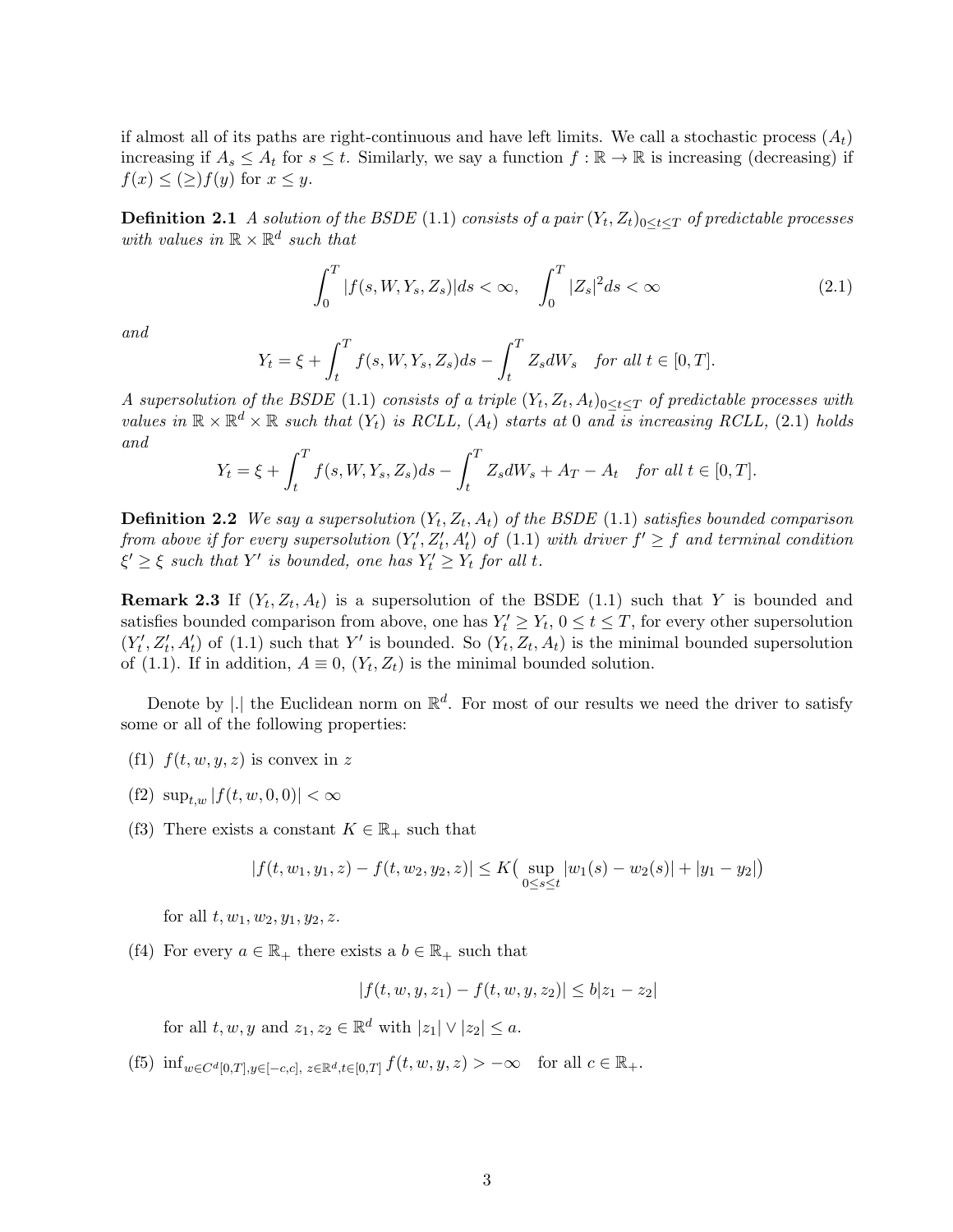if almost all of its paths are right-continuous and have left limits. We call a stochastic process $(A_t)$ increasing if $A_s \leq A_t$ for $s \leq t$. Similarly, we say a function $f : \mathbb{R} \to \mathbb{R}$ is increasing (decreasing) if $f(x) \leq (\geq) f(y)$ for $x \leq y$.

**Definition 2.1** *A solution of the BSDE* (1.1) *consists of a pair* $(Y_t, Z_t)_{0 \leq t \leq T}$ *of predictable processes with values in* $\mathbb{R} \times \mathbb{R}^d$ *such that*

$$\int_0^T |f(s, W, Y_s, Z_s)| ds < \infty, \quad \int_0^T |Z_s|^2 ds < \infty \tag{2.1}$$

*and*

$$Y_t = \xi + \int_t^T f(s, W, Y_s, Z_s) ds - \int_t^T Z_s dW_s \quad \text{for all } t \in [0, T].$$

*A supersolution of the BSDE* (1.1) *consists of a triple* $(Y_t, Z_t, A_t)_{0 \leq t \leq T}$ *of predictable processes with values in* $\mathbb{R} \times \mathbb{R}^d \times \mathbb{R}$ *such that* $(Y_t)$ *is RCLL,* $(A_t)$ *starts at 0 and is increasing RCLL,* (2.1) *holds and*

$$Y_t = \xi + \int_t^T f(s, W, Y_s, Z_s) ds - \int_t^T Z_s dW_s + A_T - A_t \quad \text{for all } t \in [0, T].$$

**Definition 2.2** *We say a supersolution* $(Y_t, Z_t, A_t)$ *of the BSDE* (1.1) *satisfies bounded comparison from above if for every supersolution* $(Y'_t, Z'_t, A'_t)$ *of* (1.1) *with driver* $f' \geq f$ *and terminal condition* $\xi' \geq \xi$ *such that* $Y'$ *is bounded, one has* $Y'_t \geq Y_t$ *for all* $t$.

**Remark 2.3** If $(Y_t, Z_t, A_t)$ is a supersolution of the BSDE (1.1) such that $Y$ is bounded and satisfies bounded comparison from above, one has $Y'_t \geq Y_t$, $0 \leq t \leq T$, for every other supersolution $(Y'_t, Z'_t, A'_t)$ of (1.1) such that $Y'$ is bounded. So $(Y_t, Z_t, A_t)$ is the minimal bounded supersolution of (1.1). If in addition, $A \equiv 0$, $(Y_t, Z_t)$ is the minimal bounded solution.

Denote by $|.|$ the Euclidean norm on $\mathbb{R}^d$. For most of our results we need the driver to satisfy some or all of the following properties:

(f1) $f(t, w, y, z)$ is convex in $z$

(f2) $\sup_{t,w} |f(t, w, 0, 0)| < \infty$

(f3) There exists a constant $K \in \mathbb{R}_+$ such that

$$|f(t, w_1, y_1, z) - f(t, w_2, y_2, z)| \leq K\Big(\sup_{0 \leq s \leq t} |w_1(s) - w_2(s)| + |y_1 - y_2|\Big)$$

for all $t, w_1, w_2, y_1, y_2, z$.

(f4) For every $a \in \mathbb{R}_+$ there exists a $b \in \mathbb{R}_+$ such that

$$|f(t, w, y, z_1) - f(t, w, y, z_2)| \leq b|z_1 - z_2|$$

for all $t, w, y$ and $z_1, z_2 \in \mathbb{R}^d$ with $|z_1| \vee |z_2| \leq a$.

(f5) $\inf_{w \in C^d[0,T], y \in [-c,c], \, z \in \mathbb{R}^d, t \in [0,T]} f(t, w, y, z) > -\infty$ for all $c \in \mathbb{R}_+$.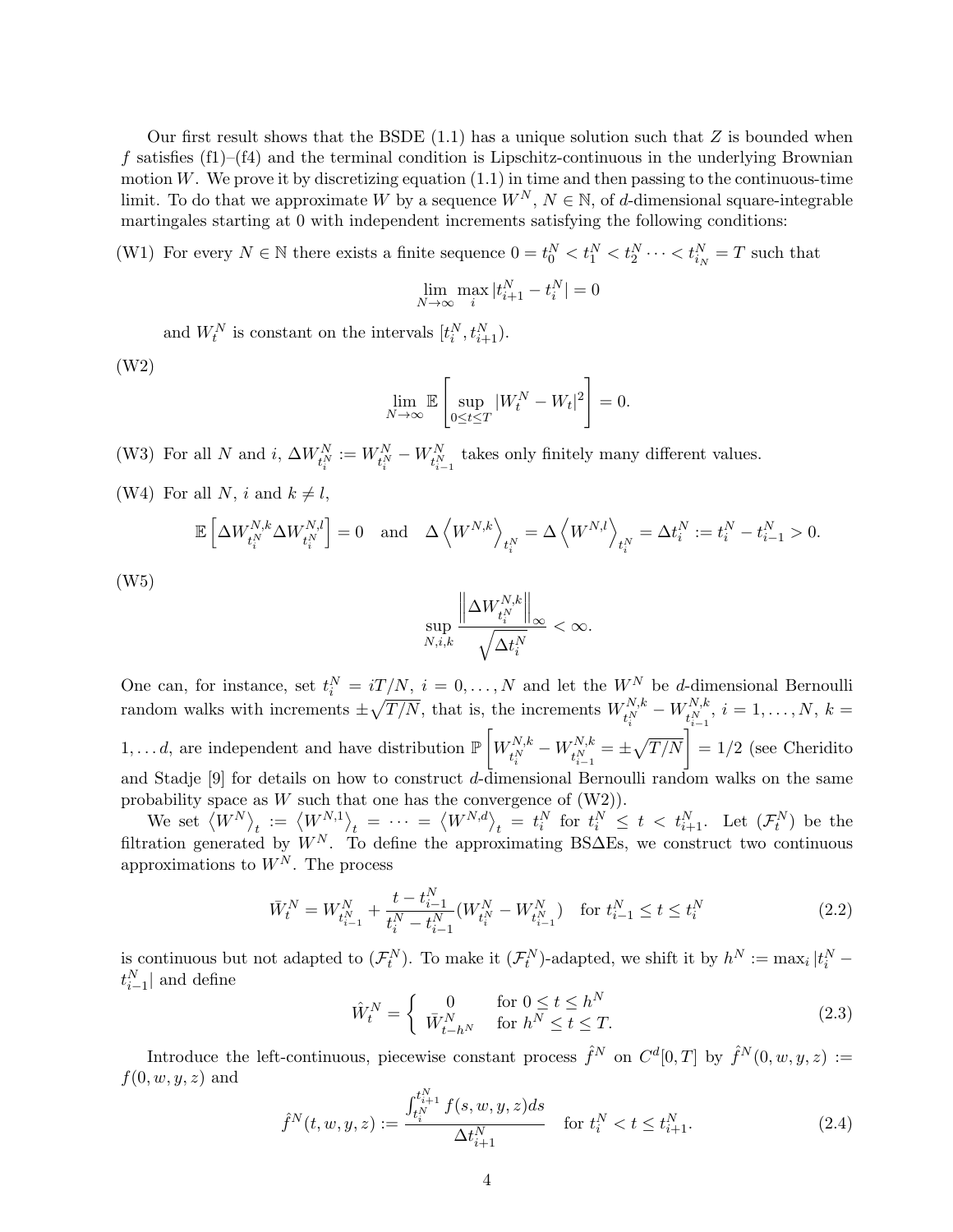Our first result shows that the BSDE (1.1) has a unique solution such that $Z$ is bounded when $f$ satisfies (f1)–(f4) and the terminal condition is Lipschitz-continuous in the underlying Brownian motion $W$. We prove it by discretizing equation (1.1) in time and then passing to the continuous-time limit. To do that we approximate $W$ by a sequence $W^N$, $N \in \mathbb{N}$, of $d$-dimensional square-integrable martingales starting at 0 with independent increments satisfying the following conditions:

(W1) For every $N \in \mathbb{N}$ there exists a finite sequence $0 = t_0^N < t_1^N < t_2^N \cdots < t_{i_N}^N = T$ such that

$$\lim_{N\to\infty} \max_i |t_{i+1}^N - t_i^N| = 0$$

and $W_t^N$ is constant on the intervals $[t_i^N, t_{i+1}^N)$.

(W2)

$$\lim_{N\to\infty} \mathbb{E}\left[\sup_{0\le t\le T} |W_t^N - W_t|^2\right] = 0.$$

(W3) For all $N$ and $i$, $\Delta W_{t_i^N}^N := W_{t_i^N}^N - W_{t_{i-1}^N}^N$ takes only finitely many different values.

(W4) For all $N$, $i$ and $k \neq l$,

$$\mathbb{E}\left[\Delta W_{t_i^N}^{N,k} \Delta W_{t_i^N}^{N,l}\right] = 0 \quad \text{and} \quad \Delta \left\langle W^{N,k}\right\rangle_{t_i^N} = \Delta \left\langle W^{N,l}\right\rangle_{t_i^N} = \Delta t_i^N := t_i^N - t_{i-1}^N > 0.$$

(W5)

$$\sup_{N,i,k} \frac{\left\|\Delta W_{t_i^N}^{N,k}\right\|_\infty}{\sqrt{\Delta t_i^N}} < \infty.$$

One can, for instance, set $t_i^N = iT/N$, $i = 0, \dots, N$ and let the $W^N$ be $d$-dimensional Bernoulli random walks with increments $\pm\sqrt{T/N}$, that is, the increments $W_{t_i^N}^{N,k} - W_{t_{i-1}^N}^{N,k}$, $i = 1, \dots, N$, $k = 1, \dots d$, are independent and have distribution $\mathbb{P}\left[W_{t_i^N}^{N,k} - W_{t_{i-1}^N}^{N,k} = \pm\sqrt{T/N}\right] = 1/2$ (see Cheridito and Stadje [9] for details on how to construct $d$-dimensional Bernoulli random walks on the same probability space as $W$ such that one has the convergence of (W2)).

We set $\left\langle W^N\right\rangle_t := \left\langle W^{N,1}\right\rangle_t = \cdots = \left\langle W^{N,d}\right\rangle_t = t_i^N$ for $t_i^N \le t < t_{i+1}^N$. Let $(\mathcal{F}_t^N)$ be the filtration generated by $W^N$. To define the approximating BS$\Delta$Es, we construct two continuous approximations to $W^N$. The process

$$\bar{W}_t^N = W_{t_{i-1}^N}^N + \frac{t - t_{i-1}^N}{t_i^N - t_{i-1}^N}(W_{t_i^N}^N - W_{t_{i-1}^N}^N) \quad \text{for } t_{i-1}^N \le t \le t_i^N \tag{2.2}$$

is continuous but not adapted to $(\mathcal{F}_t^N)$. To make it $(\mathcal{F}_t^N)$-adapted, we shift it by $h^N := \max_i |t_i^N - t_{i-1}^N|$ and define

$$\hat{W}_t^N = \begin{cases} 0 & \text{for } 0 \le t \le h^N \\ \bar{W}_{t-h^N}^N & \text{for } h^N \le t \le T. \end{cases} \tag{2.3}$$

Introduce the left-continuous, piecewise constant process $\hat{f}^N$ on $C^d[0,T]$ by $\hat{f}^N(0, w, y, z) := f(0, w, y, z)$ and

$$\hat{f}^N(t, w, y, z) := \frac{\int_{t_i^N}^{t_{i+1}^N} f(s, w, y, z) ds}{\Delta t_{i+1}^N} \quad \text{for } t_i^N < t \le t_{i+1}^N. \tag{2.4}$$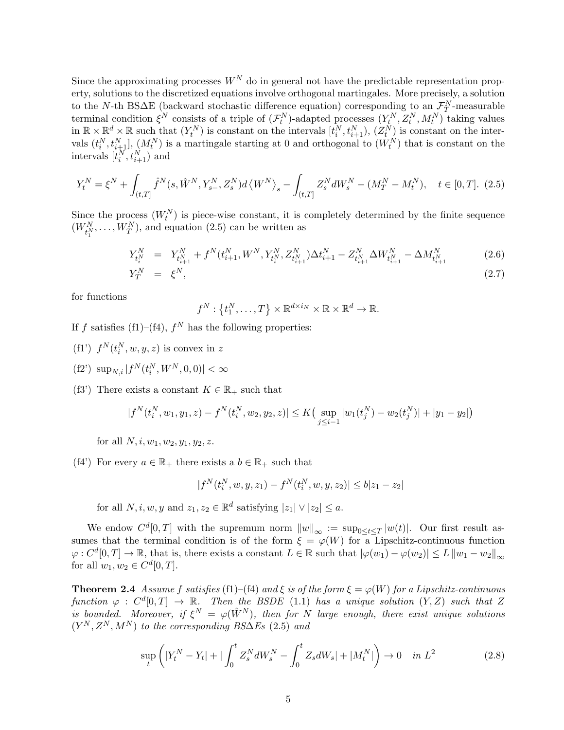Since the approximating processes $W^N$ do in general not have the predictable representation property, solutions to the discretized equations involve orthogonal martingales. More precisely, a solution to the $N$-th BS$\Delta$E (backward stochastic difference equation) corresponding to an $\mathcal{F}^N_T$-measurable terminal condition $\xi^N$ consists of a triple of $(\mathcal{F}^N_t)$-adapted processes $(Y^N_t, Z^N_t, M^N_t)$ taking values in $\mathbb{R} \times \mathbb{R}^d \times \mathbb{R}$ such that $(Y^N_t)$ is constant on the intervals $[t^N_i, t^N_{i+1})$, $(Z^N_t)$ is constant on the intervals $(t^N_i, t^N_{i+1}]$, $(M^N_t)$ is a martingale starting at 0 and orthogonal to $(W^N_t)$ that is constant on the intervals $[t^N_i, t^N_{i+1})$ and

$$Y^N_t = \xi^N + \int_{(t,T]} \hat{f}^N(s, \hat{W}^N, Y^N_{s-}, Z^N_s) d\left\langle W^N \right\rangle_s - \int_{(t,T]} Z^N_s dW^N_s - (M^N_T - M^N_t), \quad t \in [0,T]. \tag{2.5}$$

Since the process $(W^N_t)$ is piece-wise constant, it is completely determined by the finite sequence $(W^N_{t^N_1}, \ldots, W^N_T)$, and equation (2.5) can be written as

$$\begin{aligned} Y^N_{t^N_i} &= Y^N_{t^N_{i+1}} + f^N(t^N_{i+1}, W^N, Y^N_{t^N_i}, Z^N_{t^N_{i+1}}) \Delta t^N_{i+1} - Z^N_{t^N_{i+1}} \Delta W^N_{t^N_{i+1}} - \Delta M^N_{t^N_{i+1}} && (2.6) \\ Y^N_T &= \xi^N, && (2.7) \end{aligned}$$

for functions

$$f^N : \left\{t^N_1, \ldots, T\right\} \times \mathbb{R}^{d \times i_N} \times \mathbb{R} \times \mathbb{R}^d \to \mathbb{R}.$$

If $f$ satisfies (f1)–(f4), $f^N$ has the following properties:

(f1') $f^N(t^N_i, w, y, z)$ is convex in $z$

(f2') $\sup_{N,i} |f^N(t^N_i, W^N, 0, 0)| < \infty$

(f3') There exists a constant $K \in \mathbb{R}_+$ such that

$$|f^N(t^N_i, w_1, y_1, z) - f^N(t^N_i, w_2, y_2, z)| \le K\big( \sup_{j \le i-1} |w_1(t^N_j) - w_2(t^N_j)| + |y_1 - y_2|\big)$$

for all $N, i, w_1, w_2, y_1, y_2, z$.

(f4') For every $a \in \mathbb{R}_+$ there exists a $b \in \mathbb{R}_+$ such that

$$|f^N(t^N_i, w, y, z_1) - f^N(t^N_i, w, y, z_2)| \le b|z_1 - z_2|$$

for all $N, i, w, y$ and $z_1, z_2 \in \mathbb{R}^d$ satisfying $|z_1| \vee |z_2| \le a$.

We endow $C^d[0,T]$ with the supremum norm $\|w\|_\infty := \sup_{0 \le t \le T} |w(t)|$. Our first result assumes that the terminal condition is of the form $\xi = \varphi(W)$ for a Lipschitz-continuous function $\varphi : C^d[0,T] \to \mathbb{R}$, that is, there exists a constant $L \in \mathbb{R}$ such that $|\varphi(w_1) - \varphi(w_2)| \le L \|w_1 - w_2\|_\infty$ for all $w_1, w_2 \in C^d[0,T]$.

**Theorem 2.4** *Assume $f$ satisfies* (f1)–(f4) *and $\xi$ is of the form $\xi = \varphi(W)$ for a Lipschitz-continuous function $\varphi : C^d[0,T] \to \mathbb{R}$. Then the BSDE* (1.1) *has a unique solution $(Y, Z)$ such that $Z$ is bounded. Moreover, if $\xi^N = \varphi(\hat{W}^N)$, then for $N$ large enough, there exist unique solutions $(Y^N, Z^N, M^N)$ to the corresponding BS$\Delta$Es* (2.5) *and*

$$\sup_t \left( |Y^N_t - Y_t| + |\int_0^t Z^N_s dW^N_s - \int_0^t Z_s dW_s| + |M^N_t| \right) \to 0 \quad \text{in } L^2 \tag{2.8}$$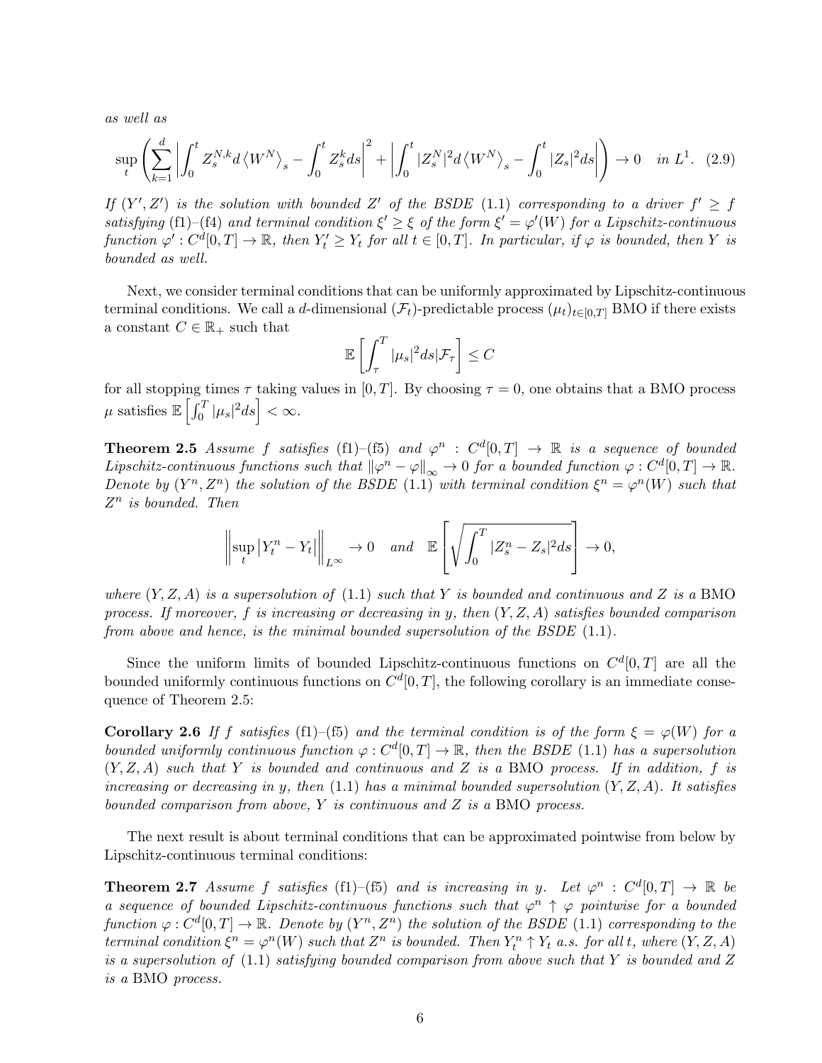*as well as*

$$\sup_t \left( \sum_{k=1}^d \left| \int_0^t Z_s^{N,k} d\left\langle W^N \right\rangle_s - \int_0^t Z_s^k ds \right|^2 + \left| \int_0^t |Z_s^N|^2 d\left\langle W^N \right\rangle_s - \int_0^t |Z_s|^2 ds \right| \right) \to 0 \quad \text{in } L^1. \quad (2.9)$$

*If $(Y', Z')$ is the solution with bounded $Z'$ of the BSDE (1.1) corresponding to a driver $f' \geq f$ satisfying* (f1)–(f4) *and terminal condition $\xi' \geq \xi$ of the form $\xi' = \varphi'(W)$ for a Lipschitz-continuous function $\varphi' : C^d[0,T] \to \mathbb{R}$, then $Y'_t \geq Y_t$ for all $t \in [0,T]$. In particular, if $\varphi$ is bounded, then $Y$ is bounded as well.*

Next, we consider terminal conditions that can be uniformly approximated by Lipschitz-continuous terminal conditions. We call a $d$-dimensional $(\mathcal{F}_t)$-predictable process $(\mu_t)_{t\in[0,T]}$ BMO if there exists a constant $C \in \mathbb{R}_+$ such that

$$\mathbb{E}\left[ \int_\tau^T |\mu_s|^2 ds | \mathcal{F}_\tau \right] \leq C$$

for all stopping times $\tau$ taking values in $[0,T]$. By choosing $\tau = 0$, one obtains that a BMO process $\mu$ satisfies $\mathbb{E}\left[ \int_0^T |\mu_s|^2 ds \right] < \infty$.

**Theorem 2.5** *Assume $f$ satisfies* (f1)–(f5) *and $\varphi^n : C^d[0,T] \to \mathbb{R}$ is a sequence of bounded Lipschitz-continuous functions such that $\|\varphi^n - \varphi\|_\infty \to 0$ for a bounded function $\varphi : C^d[0,T] \to \mathbb{R}$. Denote by $(Y^n, Z^n)$ the solution of the BSDE (1.1) with terminal condition $\xi^n = \varphi^n(W)$ such that $Z^n$ is bounded. Then*

$$\left\| \sup_t \left| Y_t^n - Y_t \right| \right\|_{L^\infty} \to 0 \quad \text{and} \quad \mathbb{E}\left[ \sqrt{\int_0^T |Z_s^n - Z_s|^2 ds} \right] \to 0,$$

*where $(Y, Z, A)$ is a supersolution of (1.1) such that $Y$ is bounded and continuous and $Z$ is a* BMO *process. If moreover, $f$ is increasing or decreasing in $y$, then $(Y, Z, A)$ satisfies bounded comparison from above and hence, is the minimal bounded supersolution of the BSDE (1.1).*

Since the uniform limits of bounded Lipschitz-continuous functions on $C^d[0,T]$ are all the bounded uniformly continuous functions on $C^d[0,T]$, the following corollary is an immediate consequence of Theorem 2.5:

**Corollary 2.6** *If $f$ satisfies* (f1)–(f5) *and the terminal condition is of the form $\xi = \varphi(W)$ for a bounded uniformly continuous function $\varphi : C^d[0,T] \to \mathbb{R}$, then the BSDE (1.1) has a supersolution $(Y, Z, A)$ such that $Y$ is bounded and continuous and $Z$ is a* BMO *process. If in addition, $f$ is increasing or decreasing in $y$, then (1.1) has a minimal bounded supersolution $(Y, Z, A)$. It satisfies bounded comparison from above, $Y$ is continuous and $Z$ is a* BMO *process.*

The next result is about terminal conditions that can be approximated pointwise from below by Lipschitz-continuous terminal conditions:

**Theorem 2.7** *Assume $f$ satisfies* (f1)–(f5) *and is increasing in $y$. Let $\varphi^n : C^d[0,T] \to \mathbb{R}$ be a sequence of bounded Lipschitz-continuous functions such that $\varphi^n \uparrow \varphi$ pointwise for a bounded function $\varphi : C^d[0,T] \to \mathbb{R}$. Denote by $(Y^n, Z^n)$ the solution of the BSDE (1.1) corresponding to the terminal condition $\xi^n = \varphi^n(W)$ such that $Z^n$ is bounded. Then $Y_t^n \uparrow Y_t$ a.s. for all $t$, where $(Y, Z, A)$ is a supersolution of (1.1) satisfying bounded comparison from above such that $Y$ is bounded and $Z$ is a* BMO *process.*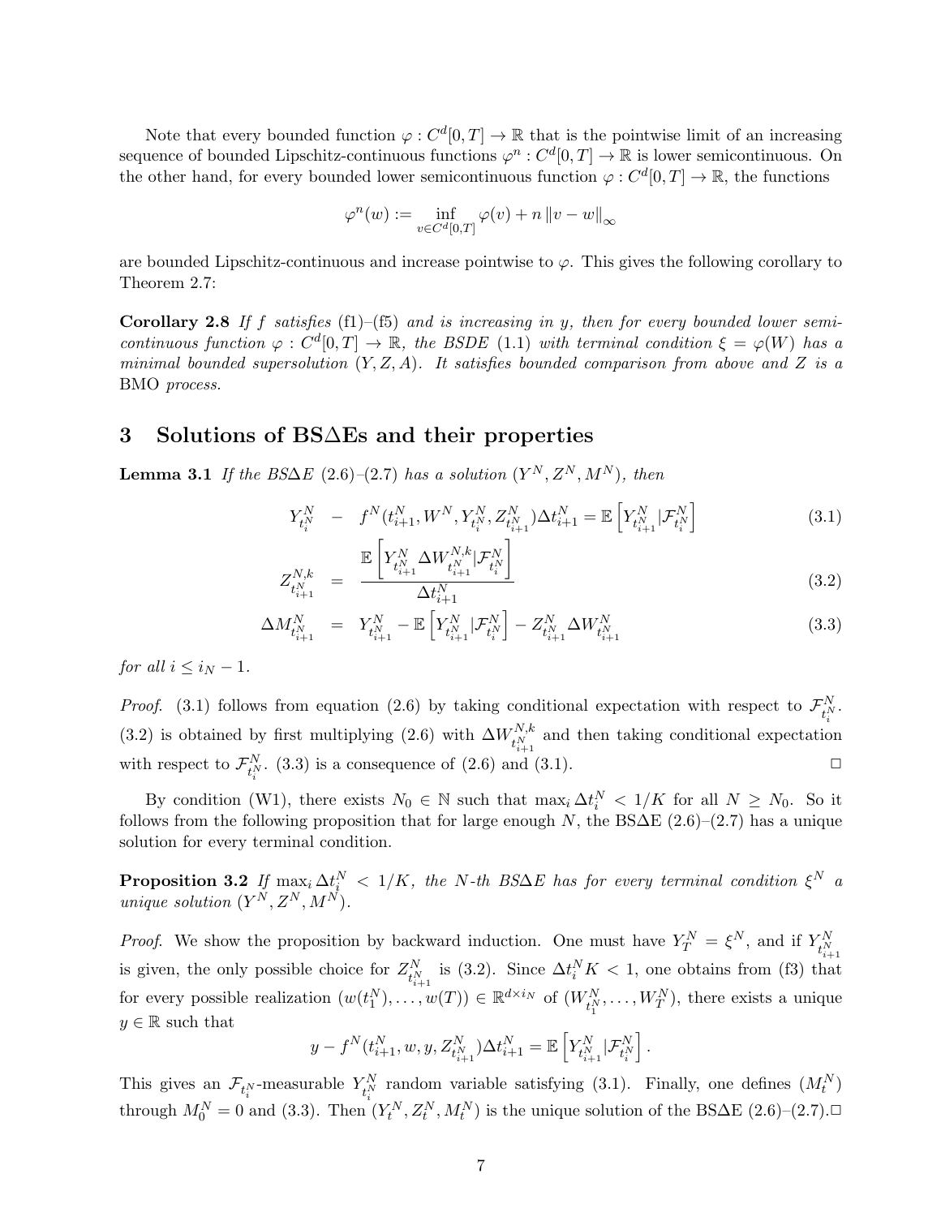Note that every bounded function $\varphi : C^d[0,T] \to \mathbb{R}$ that is the pointwise limit of an increasing sequence of bounded Lipschitz-continuous functions $\varphi^n : C^d[0,T] \to \mathbb{R}$ is lower semicontinuous. On the other hand, for every bounded lower semicontinuous function $\varphi : C^d[0,T] \to \mathbb{R}$, the functions

$$\varphi^n(w) := \inf_{v \in C^d[0,T]} \varphi(v) + n \|v - w\|_\infty$$

are bounded Lipschitz-continuous and increase pointwise to $\varphi$. This gives the following corollary to Theorem 2.7:

**Corollary 2.8** *If $f$ satisfies (f1)–(f5) and is increasing in $y$, then for every bounded lower semicontinuous function $\varphi : C^d[0,T] \to \mathbb{R}$, the BSDE (1.1) with terminal condition $\xi = \varphi(W)$ has a minimal bounded supersolution $(Y, Z, A)$. It satisfies bounded comparison from above and $Z$ is a* BMO *process.*

# 3 Solutions of BS∆Es and their properties

**Lemma 3.1** *If the BS∆E (2.6)–(2.7) has a solution $(Y^N, Z^N, M^N)$, then*

$$Y^N_{t_i^N} \quad - \quad f^N(t^N_{i+1}, W^N, Y^N_{t_i^N}, Z^N_{t^N_{i+1}}) \Delta t^N_{i+1} = \mathbb{E}\left[ Y^N_{t^N_{i+1}} | \mathcal{F}^N_{t_i^N} \right] \tag{3.1}$$

$$Z^{N,k}_{t^N_{i+1}} \quad = \quad \frac{\mathbb{E}\left[ Y^N_{t^N_{i+1}} \Delta W^{N,k}_{t^N_{i+1}} | \mathcal{F}^N_{t_i^N} \right]}{\Delta t^N_{i+1}} \tag{3.2}$$

$$\Delta M^N_{t^N_{i+1}} \quad = \quad Y^N_{t^N_{i+1}} - \mathbb{E}\left[ Y^N_{t^N_{i+1}} | \mathcal{F}^N_{t_i^N} \right] - Z^N_{t^N_{i+1}} \Delta W^N_{t^N_{i+1}} \tag{3.3}$$

*for all $i \le i_N - 1$.*

*Proof.* (3.1) follows from equation (2.6) by taking conditional expectation with respect to $\mathcal{F}^N_{t_i^N}$. (3.2) is obtained by first multiplying (2.6) with $\Delta W^{N,k}_{t^N_{i+1}}$ and then taking conditional expectation with respect to $\mathcal{F}^N_{t_i^N}$. (3.3) is a consequence of (2.6) and (3.1). □

By condition (W1), there exists $N_0 \in \mathbb{N}$ such that $\max_i \Delta t_i^N < 1/K$ for all $N \ge N_0$. So it follows from the following proposition that for large enough $N$, the BS∆E (2.6)–(2.7) has a unique solution for every terminal condition.

**Proposition 3.2** *If $\max_i \Delta t_i^N < 1/K$, the $N$-th BS∆E has for every terminal condition $\xi^N$ a unique solution $(Y^N, Z^N, M^N)$.*

*Proof.* We show the proposition by backward induction. One must have $Y^N_T = \xi^N$, and if $Y^N_{t^N_{i+1}}$ is given, the only possible choice for $Z^N_{t^N_{i+1}}$ is (3.2). Since $\Delta t_i^N K < 1$, one obtains from (f3) that for every possible realization $(w(t_1^N), \ldots, w(T)) \in \mathbb{R}^{d \times i_N}$ of $(W^N_{t_1^N}, \ldots, W^N_T)$, there exists a unique $y \in \mathbb{R}$ such that

$$y - f^N(t^N_{i+1}, w, y, Z^N_{t^N_{i+1}}) \Delta t^N_{i+1} = \mathbb{E}\left[ Y^N_{t^N_{i+1}} | \mathcal{F}^N_{t_i^N} \right].$$

This gives an $\mathcal{F}_{t_i^N}$-measurable $Y^N_{t_i^N}$ random variable satisfying (3.1). Finally, one defines $(M_t^N)$ through $M_0^N = 0$ and (3.3). Then $(Y_t^N, Z_t^N, M_t^N)$ is the unique solution of the BS∆E (2.6)–(2.7). □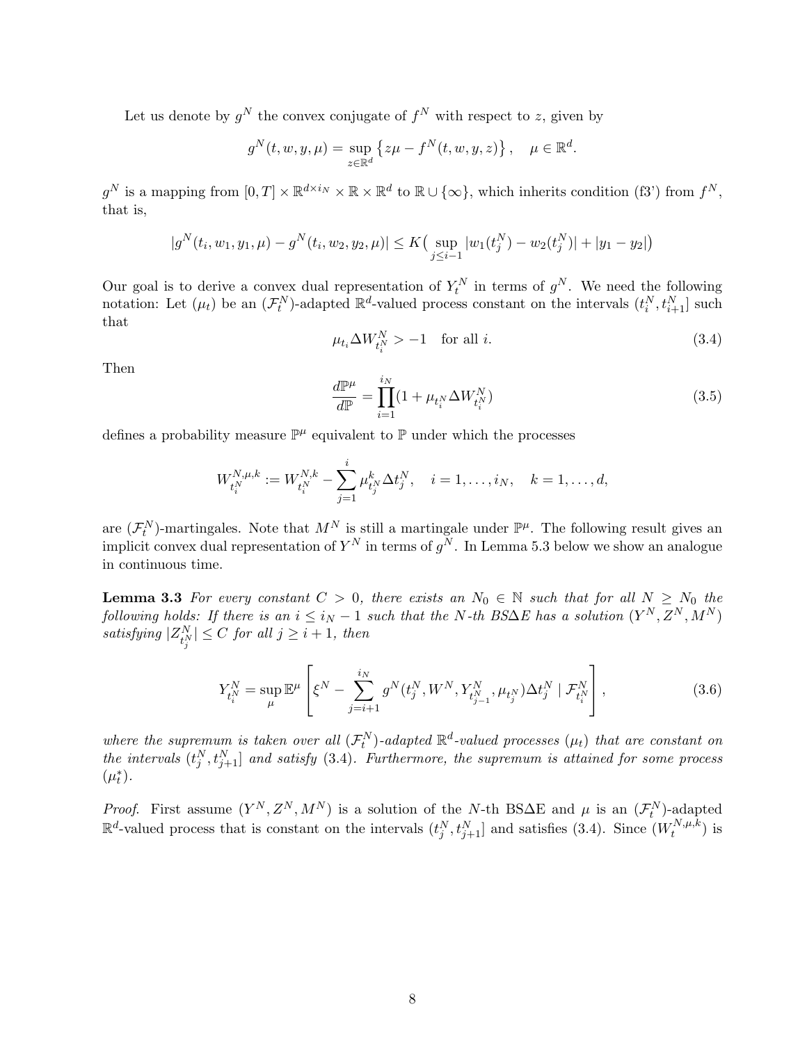Let us denote by $g^N$ the convex conjugate of $f^N$ with respect to $z$, given by

$$g^N(t, w, y, \mu) = \sup_{z \in \mathbb{R}^d} \left\{ z\mu - f^N(t, w, y, z) \right\}, \quad \mu \in \mathbb{R}^d.$$

$g^N$ is a mapping from $[0, T] \times \mathbb{R}^{d \times i_N} \times \mathbb{R} \times \mathbb{R}^d$ to $\mathbb{R} \cup \{\infty\}$, which inherits condition (f3') from $f^N$, that is,

$$|g^N(t_i, w_1, y_1, \mu) - g^N(t_i, w_2, y_2, \mu)| \leq K \big( \sup_{j \leq i-1} |w_1(t_j^N) - w_2(t_j^N)| + |y_1 - y_2| \big)$$

Our goal is to derive a convex dual representation of $Y_t^N$ in terms of $g^N$. We need the following notation: Let $(\mu_t)$ be an $(\mathcal{F}_t^N)$-adapted $\mathbb{R}^d$-valued process constant on the intervals $(t_i^N, t_{i+1}^N]$ such that

$$\mu_{t_i} \Delta W_{t_i^N}^N > -1 \quad \text{for all } i. \tag{3.4}$$

Then

$$\frac{d\mathbb{P}^\mu}{d\mathbb{P}} = \prod_{i=1}^{i_N} (1 + \mu_{t_i^N} \Delta W_{t_i^N}^N) \tag{3.5}$$

defines a probability measure $\mathbb{P}^\mu$ equivalent to $\mathbb{P}$ under which the processes

$$W_{t_i^N}^{N,\mu,k} := W_{t_i^N}^{N,k} - \sum_{j=1}^{i} \mu_{t_j^N}^k \Delta t_j^N, \quad i = 1, \ldots, i_N, \quad k = 1, \ldots, d,$$

are $(\mathcal{F}_t^N)$-martingales. Note that $M^N$ is still a martingale under $\mathbb{P}^\mu$. The following result gives an implicit convex dual representation of $Y^N$ in terms of $g^N$. In Lemma 5.3 below we show an analogue in continuous time.

**Lemma 3.3** *For every constant $C > 0$, there exists an $N_0 \in \mathbb{N}$ such that for all $N \geq N_0$ the following holds: If there is an $i \leq i_N - 1$ such that the $N$-th BS$\Delta$E has a solution $(Y^N, Z^N, M^N)$ satisfying $|Z_{t_j^N}^N| \leq C$ for all $j \geq i + 1$, then*

$$Y_{t_i^N}^N = \sup_\mu \mathbb{E}^\mu \left[ \xi^N - \sum_{j=i+1}^{i_N} g^N(t_j^N, W^N, Y_{t_{j-1}^N}^N, \mu_{t_j^N}) \Delta t_j^N \mid \mathcal{F}_{t_i^N}^N \right], \tag{3.6}$$

*where the supremum is taken over all $(\mathcal{F}_t^N)$-adapted $\mathbb{R}^d$-valued processes $(\mu_t)$ that are constant on the intervals $(t_j^N, t_{j+1}^N]$ and satisfy (3.4). Furthermore, the supremum is attained for some process $(\mu_t^*)$.*

*Proof.* First assume $(Y^N, Z^N, M^N)$ is a solution of the $N$-th BS$\Delta$E and $\mu$ is an $(\mathcal{F}_t^N)$-adapted $\mathbb{R}^d$-valued process that is constant on the intervals $(t_j^N, t_{j+1}^N]$ and satisfies (3.4). Since $(W_t^{N,\mu,k})$ is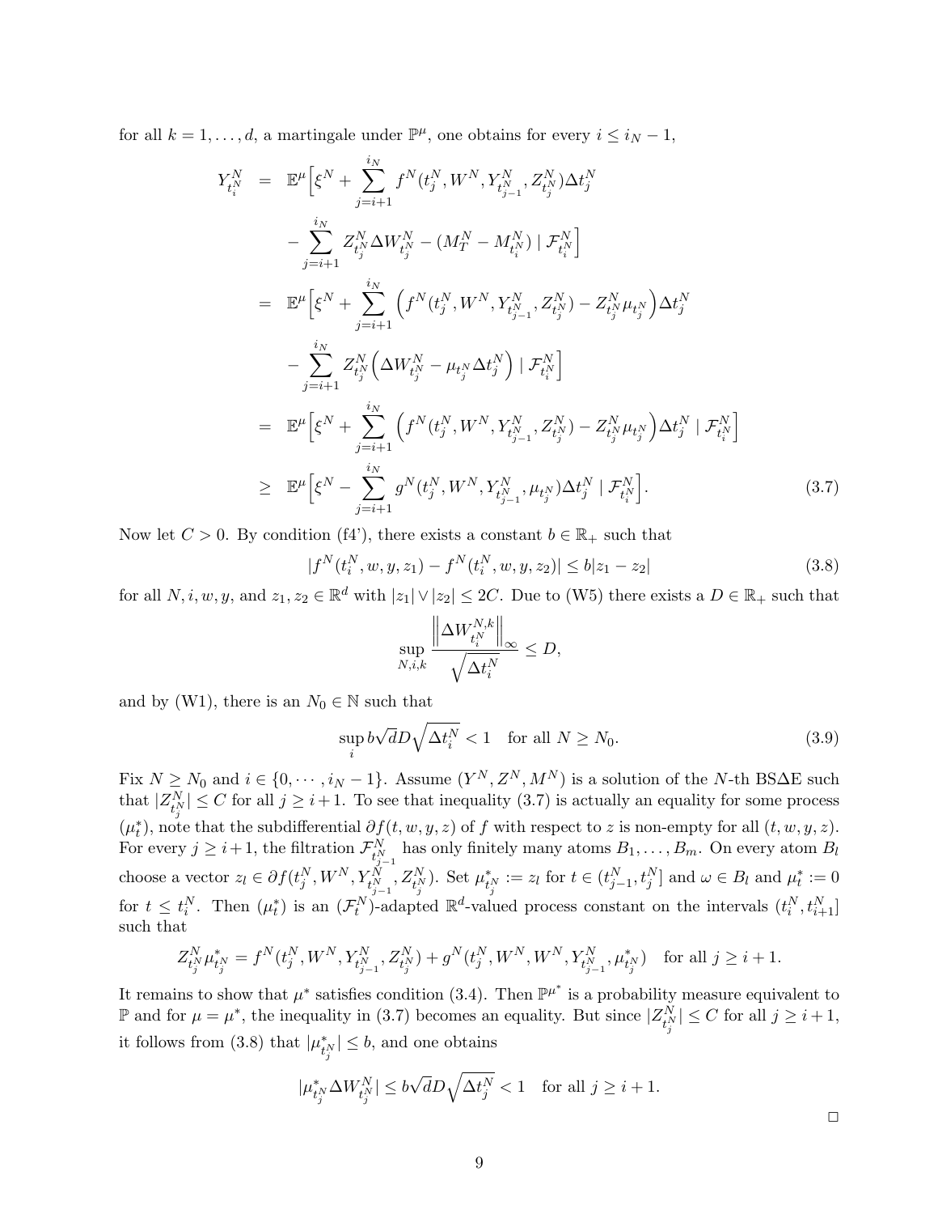for all $k = 1, \dots, d$, a martingale under $\mathbb{P}^\mu$, one obtains for every $i \le i_N - 1$,

$$
\begin{aligned}
Y^N_{t^N_i} &= \mathbb{E}^\mu\Big[\xi^N + \sum_{j=i+1}^{i_N} f^N(t^N_j, W^N, Y^N_{t^N_{j-1}}, Z^N_{t^N_j})\Delta t^N_j \\
&\qquad - \sum_{j=i+1}^{i_N} Z^N_{t^N_j}\Delta W^N_{t^N_j} - (M^N_T - M^N_{t^N_i}) \mid \mathcal{F}^N_{t^N_i}\Big] \\
&= \mathbb{E}^\mu\Big[\xi^N + \sum_{j=i+1}^{i_N} \Big(f^N(t^N_j, W^N, Y^N_{t^N_{j-1}}, Z^N_{t^N_j}) - Z^N_{t^N_j}\mu_{t^N_j}\Big)\Delta t^N_j \\
&\qquad - \sum_{j=i+1}^{i_N} Z^N_{t^N_j}\Big(\Delta W^N_{t^N_j} - \mu_{t^N_j}\Delta t^N_j\Big) \mid \mathcal{F}^N_{t^N_i}\Big] \\
&= \mathbb{E}^\mu\Big[\xi^N + \sum_{j=i+1}^{i_N} \Big(f^N(t^N_j, W^N, Y^N_{t^N_{j-1}}, Z^N_{t^N_j}) - Z^N_{t^N_j}\mu_{t^N_j}\Big)\Delta t^N_j \mid \mathcal{F}^N_{t^N_i}\Big] \\
&\ge \mathbb{E}^\mu\Big[\xi^N - \sum_{j=i+1}^{i_N} g^N(t^N_j, W^N, Y^N_{t^N_{j-1}}, \mu_{t^N_j})\Delta t^N_j \mid \mathcal{F}^N_{t^N_i}\Big].
\end{aligned}
\tag{3.7}
$$

Now let $C > 0$. By condition (f4'), there exists a constant $b \in \mathbb{R}_+$ such that

$$
|f^N(t^N_i, w, y, z_1) - f^N(t^N_i, w, y, z_2)| \le b|z_1 - z_2| \tag{3.8}
$$

for all $N, i, w, y$, and $z_1, z_2 \in \mathbb{R}^d$ with $|z_1| \vee |z_2| \le 2C$. Due to (W5) there exists a $D \in \mathbb{R}_+$ such that

$$
\sup_{N,i,k} \frac{\left\|\Delta W^{N,k}_{t^N_i}\right\|_\infty}{\sqrt{\Delta t^N_i}} \le D,
$$

and by (W1), there is an $N_0 \in \mathbb{N}$ such that

$$
\sup_i b\sqrt{d}D\sqrt{\Delta t^N_i} < 1 \quad \text{for all } N \ge N_0. \tag{3.9}
$$

Fix $N \ge N_0$ and $i \in \{0, \cdots, i_N - 1\}$. Assume $(Y^N, Z^N, M^N)$ is a solution of the $N$-th BS$\Delta$E such that $|Z^N_{t^N_j}| \le C$ for all $j \ge i+1$. To see that inequality (3.7) is actually an equality for some process $(\mu^*_t)$, note that the subdifferential $\partial f(t, w, y, z)$ of $f$ with respect to $z$ is non-empty for all $(t, w, y, z)$. For every $j \ge i+1$, the filtration $\mathcal{F}^N_{t^N_{j-1}}$ has only finitely many atoms $B_1, \dots, B_m$. On every atom $B_l$ choose a vector $z_l \in \partial f(t^N_j, W^N, Y^N_{t^N_{j-1}}, Z^N_{t^N_j})$. Set $\mu^*_{t^N_j} := z_l$ for $t \in (t^N_{j-1}, t^N_j]$ and $\omega \in B_l$ and $\mu^*_t := 0$ for $t \le t^N_i$. Then $(\mu^*_t)$ is an $(\mathcal{F}^N_t)$-adapted $\mathbb{R}^d$-valued process constant on the intervals $(t^N_i, t^N_{i+1}]$ such that

$$
Z^N_{t^N_j}\mu^*_{t^N_j} = f^N(t^N_j, W^N, Y^N_{t^N_{j-1}}, Z^N_{t^N_j}) + g^N(t^N_j, W^N, W^N, Y^N_{t^N_{j-1}}, \mu^*_{t^N_j}) \quad \text{for all } j \ge i+1.
$$

It remains to show that $\mu^*$ satisfies condition (3.4). Then $\mathbb{P}^{\mu^*}$ is a probability measure equivalent to $\mathbb{P}$ and for $\mu = \mu^*$, the inequality in (3.7) becomes an equality. But since $|Z^N_{t^N_j}| \le C$ for all $j \ge i+1$, it follows from (3.8) that $|\mu^*_{t^N_j}| \le b$, and one obtains

$$
|\mu^*_{t^N_j}\Delta W^N_{t^N_j}| \le b\sqrt{d}D\sqrt{\Delta t^N_j} < 1 \quad \text{for all } j \ge i+1.
$$

□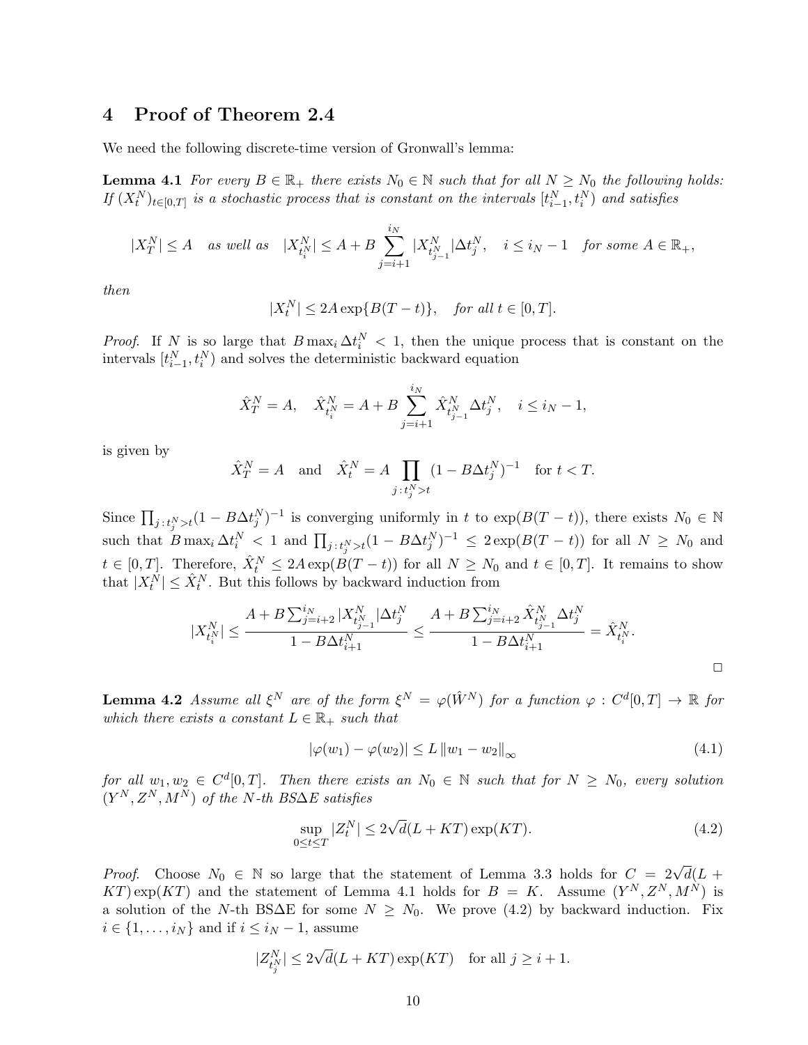## 4 Proof of Theorem 2.4

We need the following discrete-time version of Gronwall's lemma:

**Lemma 4.1** *For every $B \in \mathbb{R}_+$ there exists $N_0 \in \mathbb{N}$ such that for all $N \geq N_0$ the following holds: If $(X_t^N)_{t \in [0,T]}$ is a stochastic process that is constant on the intervals $[t_{i-1}^N, t_i^N)$ and satisfies*

$$|X_T^N| \leq A \quad \text{as well as} \quad |X_{t_i^N}^N| \leq A + B \sum_{j=i+1}^{i_N} |X_{t_{j-1}^N}^N| \Delta t_j^N, \quad i \leq i_N - 1 \quad \text{for some } A \in \mathbb{R}_+,$$

*then*

$$|X_t^N| \leq 2A \exp\{B(T-t)\}, \quad \text{for all } t \in [0,T].$$

*Proof.* If $N$ is so large that $B \max_i \Delta t_i^N < 1$, then the unique process that is constant on the intervals $[t_{i-1}^N, t_i^N)$ and solves the deterministic backward equation

$$\hat{X}_T^N = A, \quad \hat{X}_{t_i^N}^N = A + B \sum_{j=i+1}^{i_N} \hat{X}_{t_{j-1}^N}^N \Delta t_j^N, \quad i \leq i_N - 1,$$

is given by

$$\hat{X}_T^N = A \quad \text{and} \quad \hat{X}_t^N = A \prod_{j\,:\,t_j^N > t} (1 - B\Delta t_j^N)^{-1} \quad \text{for } t < T.$$

Since $\prod_{j\,:\,t_j^N > t}(1 - B\Delta t_j^N)^{-1}$ is converging uniformly in $t$ to $\exp(B(T-t))$, there exists $N_0 \in \mathbb{N}$ such that $B \max_i \Delta t_i^N < 1$ and $\prod_{j\,:\,t_j^N > t}(1 - B\Delta t_j^N)^{-1} \leq 2\exp(B(T-t))$ for all $N \geq N_0$ and $t \in [0,T]$. Therefore, $\hat{X}_t^N \leq 2A \exp(B(T-t))$ for all $N \geq N_0$ and $t \in [0,T]$. It remains to show that $|X_t^N| \leq \hat{X}_t^N$. But this follows by backward induction from

$$|X_{t_i^N}^N| \leq \frac{A + B \sum_{j=i+2}^{i_N} |X_{t_{j-1}^N}^N| \Delta t_j^N}{1 - B\Delta t_{i+1}^N} \leq \frac{A + B \sum_{j=i+2}^{i_N} \hat{X}_{t_{j-1}^N}^N \Delta t_j^N}{1 - B\Delta t_{i+1}^N} = \hat{X}_{t_i^N}^N.$$

□

**Lemma 4.2** *Assume all $\xi^N$ are of the form $\xi^N = \varphi(\hat{W}^N)$ for a function $\varphi : C^d[0,T] \to \mathbb{R}$ for which there exists a constant $L \in \mathbb{R}_+$ such that*

$$|\varphi(w_1) - \varphi(w_2)| \leq L \left\| w_1 - w_2 \right\|_\infty \tag{4.1}$$

*for all $w_1, w_2 \in C^d[0,T]$. Then there exists an $N_0 \in \mathbb{N}$ such that for $N \geq N_0$, every solution $(Y^N, Z^N, M^N)$ of the $N$-th BS$\Delta$E satisfies*

$$\sup_{0 \leq t \leq T} |Z_t^N| \leq 2\sqrt{d}(L + KT)\exp(KT). \tag{4.2}$$

*Proof.* Choose $N_0 \in \mathbb{N}$ so large that the statement of Lemma 3.3 holds for $C = 2\sqrt{d}(L + KT)\exp(KT)$ and the statement of Lemma 4.1 holds for $B = K$. Assume $(Y^N, Z^N, M^N)$ is a solution of the $N$-th BS$\Delta$E for some $N \geq N_0$. We prove (4.2) by backward induction. Fix $i \in \{1, \ldots, i_N\}$ and if $i \leq i_N - 1$, assume

$$|Z_{t_j^N}^N| \leq 2\sqrt{d}(L + KT)\exp(KT) \quad \text{for all } j \geq i+1.$$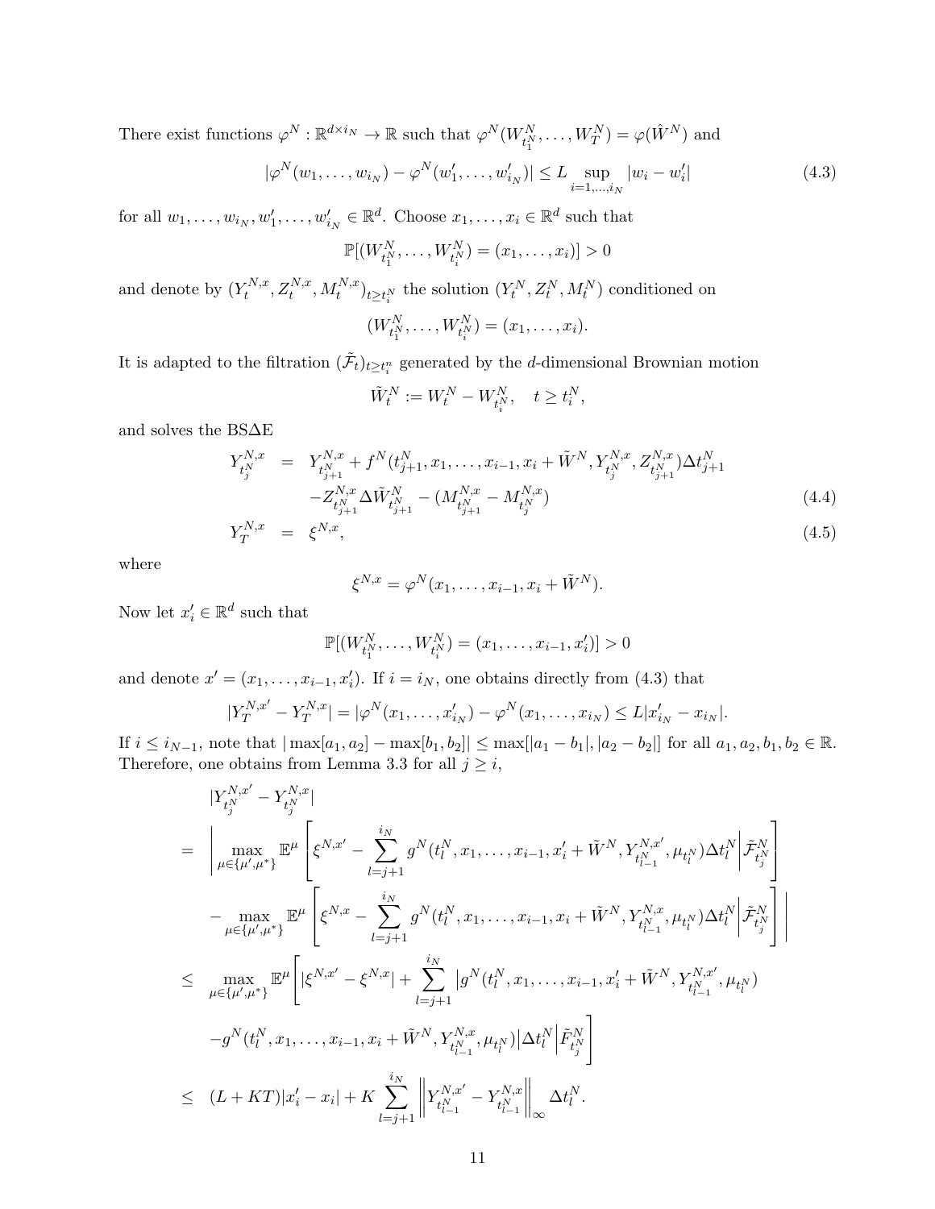There exist functions $\varphi^N : \mathbb{R}^{d\times i_N} \to \mathbb{R}$ such that $\varphi^N(W^N_{t^N_1}, \dots, W^N_T) = \varphi(\hat{W}^N)$ and

$$|\varphi^N(w_1, \dots, w_{i_N}) - \varphi^N(w'_1, \dots, w'_{i_N})| \leq L \sup_{i=1,\dots,i_N} |w_i - w'_i| \tag{4.3}$$

for all $w_1, \dots, w_{i_N}, w'_1, \dots, w'_{i_N} \in \mathbb{R}^d$. Choose $x_1, \dots, x_i \in \mathbb{R}^d$ such that

$$\mathbb{P}[(W^N_{t^N_1}, \dots, W^N_{t^N_i}) = (x_1, \dots, x_i)] > 0$$

and denote by $(Y^{N,x}_t, Z^{N,x}_t, M^{N,x}_t)_{t \geq t^N_i}$ the solution $(Y^N_t, Z^N_t, M^N_t)$ conditioned on

$$(W^N_{t^N_1}, \dots, W^N_{t^N_i}) = (x_1, \dots, x_i).$$

It is adapted to the filtration $(\tilde{\mathcal{F}}_t)_{t\geq t^n_i}$ generated by the $d$-dimensional Brownian motion

$$\tilde{W}^N_t := W^N_t - W^N_{t^N_i}, \quad t \geq t^N_i,$$

and solves the BS$\Delta$E

$$\begin{aligned} Y^{N,x}_{t^N_j} &= Y^{N,x}_{t^N_{j+1}} + f^N(t^N_{j+1}, x_1, \dots, x_{i-1}, x_i + \tilde{W}^N, Y^{N,x}_{t^N_j}, Z^{N,x}_{t^N_{j+1}})\Delta t^N_{j+1} \\ &\quad - Z^{N,x}_{t^N_{j+1}} \Delta \tilde{W}^N_{t^N_{j+1}} - (M^{N,x}_{t^N_{j+1}} - M^{N,x}_{t^N_j}) \end{aligned} \tag{4.4}$$

$$Y^{N,x}_T = \xi^{N,x}, \tag{4.5}$$

where

$$\xi^{N,x} = \varphi^N(x_1, \dots, x_{i-1}, x_i + \tilde{W}^N).$$

Now let $x'_i \in \mathbb{R}^d$ such that

$$\mathbb{P}[(W^N_{t^N_1}, \dots, W^N_{t^N_i}) = (x_1, \dots, x_{i-1}, x'_i)] > 0$$

and denote $x' = (x_1, \dots, x_{i-1}, x'_i)$. If $i = i_N$, one obtains directly from (4.3) that

$$|Y^{N,x'}_T - Y^{N,x}_T| = |\varphi^N(x_1, \dots, x'_{i_N}) - \varphi^N(x_1, \dots, x_{i_N}) \leq L|x'_{i_N} - x_{i_N}|.$$

If $i \leq i_{N-1}$, note that $|\max[a_1, a_2] - \max[b_1, b_2]| \leq \max[|a_1 - b_1|, |a_2 - b_2|]$ for all $a_1, a_2, b_1, b_2 \in \mathbb{R}$. Therefore, one obtains from Lemma 3.3 for all $j \geq i$,

$$\begin{aligned} &|Y^{N,x'}_{t^N_j} - Y^{N,x}_{t^N_j}| \\ = &\left| \max_{\mu \in \{\mu', \mu^*\}} \mathbb{E}^\mu \left[ \xi^{N,x'} - \sum_{l=j+1}^{i_N} g^N(t^N_l, x_1, \dots, x_{i-1}, x'_i + \tilde{W}^N, Y^{N,x'}_{t^N_{l-1}}, \mu_{t^N_l})\Delta t^N_l \middle| \tilde{\mathcal{F}}^N_{t^N_j} \right] \right. \\ &\left. - \max_{\mu \in \{\mu', \mu^*\}} \mathbb{E}^\mu \left[ \xi^{N,x} - \sum_{l=j+1}^{i_N} g^N(t^N_l, x_1, \dots, x_{i-1}, x_i + \tilde{W}^N, Y^{N,x}_{t^N_{l-1}}, \mu_{t^N_l})\Delta t^N_l \middle| \tilde{\mathcal{F}}^N_{t^N_j} \right] \right| \\ \leq &\max_{\mu \in \{\mu', \mu^*\}} \mathbb{E}^\mu \Bigg[ |\xi^{N,x'} - \xi^{N,x}| + \sum_{l=j+1}^{i_N} \big| g^N(t^N_l, x_1, \dots, x_{i-1}, x'_i + \tilde{W}^N, Y^{N,x'}_{t^N_{l-1}}, \mu_{t^N_l}) \\ &- g^N(t^N_l, x_1, \dots, x_{i-1}, x_i + \tilde{W}^N, Y^{N,x}_{t^N_{l-1}}, \mu_{t^N_l}) \big| \Delta t^N_l \Bigg| \tilde{F}^N_{t^N_j} \Bigg] \\ \leq &(L + KT)|x'_i - x_i| + K \sum_{l=j+1}^{i_N} \left\| Y^{N,x'}_{t^N_{l-1}} - Y^{N,x}_{t^N_{l-1}} \right\|_\infty \Delta t^N_l. \end{aligned}$$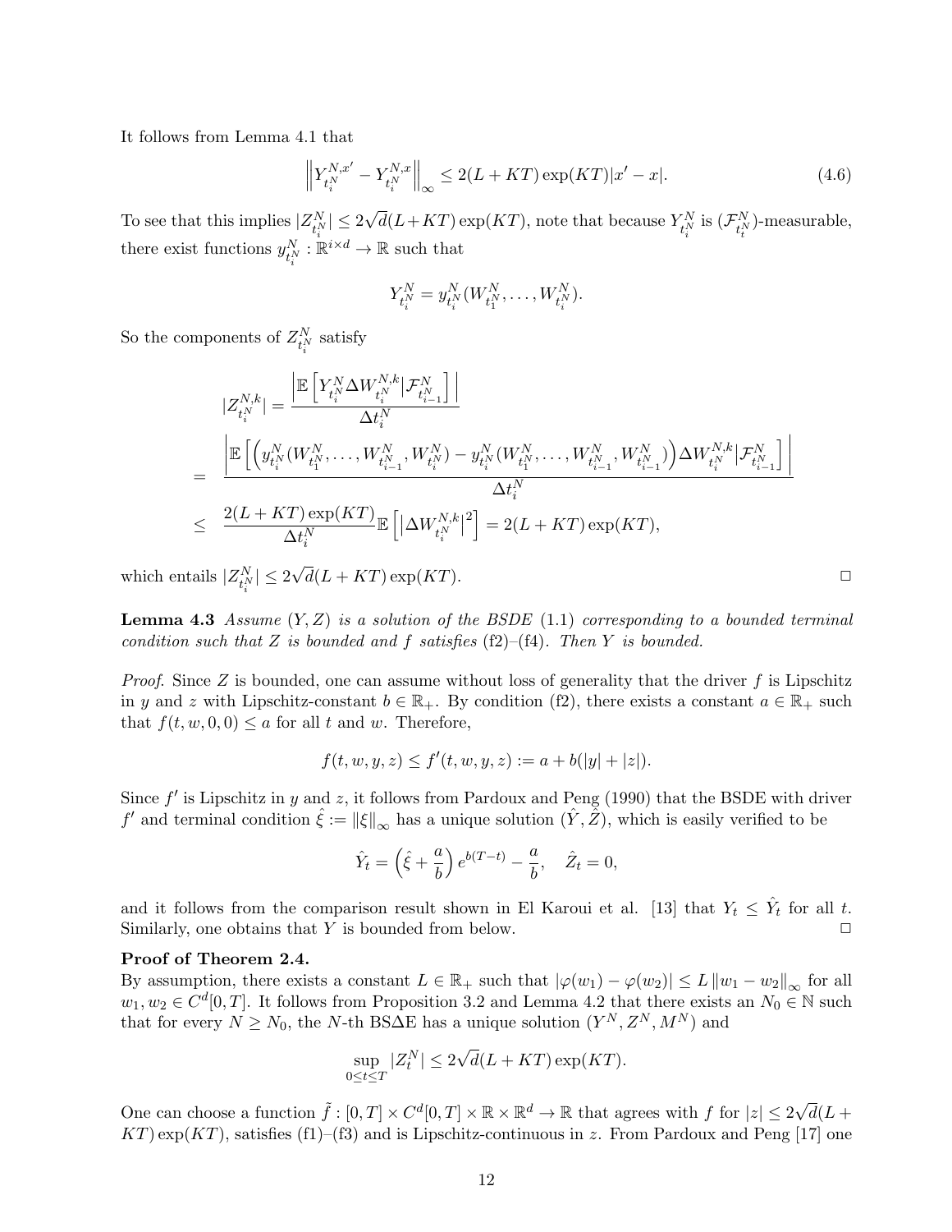It follows from Lemma 4.1 that

$$\left\| Y^{N,x'}_{t^N_i} - Y^{N,x}_{t^N_i} \right\|_\infty \le 2(L + KT)\exp(KT)|x' - x|. \tag{4.6}$$

To see that this implies $|Z^N_{t^N_i}| \le 2\sqrt{d}(L+KT)\exp(KT)$, note that because $Y^N_{t^N_i}$ is $(\mathcal{F}^N_{t^N_i})$-measurable, there exist functions $y^N_{t^N_i} : \mathbb{R}^{i\times d} \to \mathbb{R}$ such that

$$Y^N_{t^N_i} = y^N_{t^N_i}(W^N_{t^N_1}, \dots, W^N_{t^N_i}).$$

So the components of $Z^N_{t^N_i}$ satisfy

$$\begin{aligned}
|Z^{N,k}_{t^N_i}| &= \frac{\left|\mathbb{E}\left[Y^N_{t^N_i}\Delta W^{N,k}_{t^N_i} | \mathcal{F}^N_{t^N_{i-1}}\right]\right|}{\Delta t^N_i} \\
&= \frac{\left|\mathbb{E}\left[\left(y^N_{t^N_i}(W^N_{t^N_1}, \dots, W^N_{t^N_{i-1}}, W^N_{t^N_i}) - y^N_{t^N_i}(W^N_{t^N_1}, \dots, W^N_{t^N_{i-1}}, W^N_{t^N_{i-1}})\right)\Delta W^{N,k}_{t^N_i} | \mathcal{F}^N_{t^N_{i-1}}\right]\right|}{\Delta t^N_i} \\
&\le \frac{2(L+KT)\exp(KT)}{\Delta t^N_i}\mathbb{E}\left[\left|\Delta W^{N,k}_{t^N_i}\right|^2\right] = 2(L+KT)\exp(KT),
\end{aligned}$$

which entails $|Z^N_{t^N_i}| \le 2\sqrt{d}(L+KT)\exp(KT)$. □

**Lemma 4.3** *Assume $(Y,Z)$ is a solution of the BSDE (1.1) corresponding to a bounded terminal condition such that $Z$ is bounded and $f$ satisfies (f2)–(f4). Then $Y$ is bounded.*

*Proof.* Since $Z$ is bounded, one can assume without loss of generality that the driver $f$ is Lipschitz in $y$ and $z$ with Lipschitz-constant $b \in \mathbb{R}_+$. By condition (f2), there exists a constant $a \in \mathbb{R}_+$ such that $f(t,w,0,0) \le a$ for all $t$ and $w$. Therefore,

$$f(t,w,y,z) \le f'(t,w,y,z) := a + b(|y| + |z|).$$

Since $f'$ is Lipschitz in $y$ and $z$, it follows from Pardoux and Peng (1990) that the BSDE with driver $f'$ and terminal condition $\hat{\xi} := \|\xi\|_\infty$ has a unique solution $(\hat{Y}, \hat{Z})$, which is easily verified to be

$$\hat{Y}_t = \left(\hat{\xi} + \frac{a}{b}\right)e^{b(T-t)} - \frac{a}{b}, \quad \hat{Z}_t = 0,$$

and it follows from the comparison result shown in El Karoui et al. [13] that $Y_t \le \hat{Y}_t$ for all $t$. Similarly, one obtains that $Y$ is bounded from below. □

**Proof of Theorem 2.4.**

By assumption, there exists a constant $L \in \mathbb{R}_+$ such that $|\varphi(w_1) - \varphi(w_2)| \le L\|w_1 - w_2\|_\infty$ for all $w_1, w_2 \in C^d[0,T]$. It follows from Proposition 3.2 and Lemma 4.2 that there exists an $N_0 \in \mathbb{N}$ such that for every $N \ge N_0$, the $N$-th BSΔE has a unique solution $(Y^N, Z^N, M^N)$ and

$$\sup_{0\le t\le T} |Z^N_t| \le 2\sqrt{d}(L+KT)\exp(KT).$$

One can choose a function $\tilde{f} : [0,T] \times C^d[0,T] \times \mathbb{R} \times \mathbb{R}^d \to \mathbb{R}$ that agrees with $f$ for $|z| \le 2\sqrt{d}(L + KT)\exp(KT)$, satisfies (f1)–(f3) and is Lipschitz-continuous in $z$. From Pardoux and Peng [17] one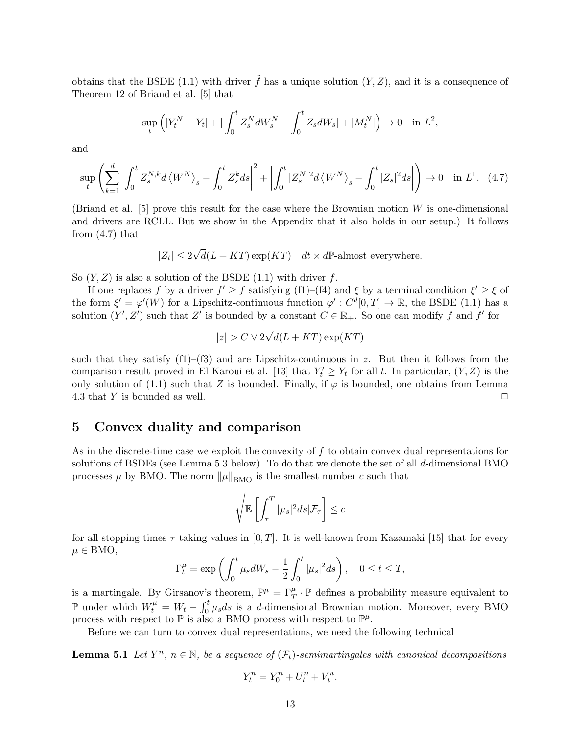obtains that the BSDE (1.1) with driver $\tilde{f}$ has a unique solution $(Y, Z)$, and it is a consequence of Theorem 12 of Briand et al. [5] that

$$\sup_t \left( |Y^N_t - Y_t| + |\int_0^t Z^N_s dW^N_s - \int_0^t Z_s dW_s| + |M^N_t| \right) \to 0 \quad \text{in } L^2,$$

and

$$\sup_t \left( \sum_{k=1}^d \left| \int_0^t Z^{N,k}_s d\left\langle W^N \right\rangle_s - \int_0^t Z^k_s ds \right|^2 + \left| \int_0^t |Z^N_s|^2 d\left\langle W^N \right\rangle_s - \int_0^t |Z_s|^2 ds \right| \right) \to 0 \quad \text{in } L^1. \quad (4.7)$$

(Briand et al. [5] prove this result for the case where the Brownian motion $W$ is one-dimensional and drivers are RCLL. But we show in the Appendix that it also holds in our setup.) It follows from (4.7) that

$$|Z_t| \leq 2\sqrt{d}(L + KT)\exp(KT) \quad dt \times d\mathbb{P}\text{-almost everywhere.}$$

So $(Y, Z)$ is also a solution of the BSDE (1.1) with driver $f$.

If one replaces $f$ by a driver $f' \geq f$ satisfying (f1)–(f4) and $\xi$ by a terminal condition $\xi' \geq \xi$ of the form $\xi' = \varphi'(W)$ for a Lipschitz-continuous function $\varphi' : C^d[0, T] \to \mathbb{R}$, the BSDE (1.1) has a solution $(Y', Z')$ such that $Z'$ is bounded by a constant $C \in \mathbb{R}_+$. So one can modify $f$ and $f'$ for

$$|z| > C \vee 2\sqrt{d}(L + KT)\exp(KT)$$

such that they satisfy (f1)–(f3) and are Lipschitz-continuous in $z$. But then it follows from the comparison result proved in El Karoui et al. [13] that $Y'_t \geq Y_t$ for all $t$. In particular, $(Y, Z)$ is the only solution of (1.1) such that $Z$ is bounded. Finally, if $\varphi$ is bounded, one obtains from Lemma 4.3 that $Y$ is bounded as well. □

# 5 Convex duality and comparison

As in the discrete-time case we exploit the convexity of $f$ to obtain convex dual representations for solutions of BSDEs (see Lemma 5.3 below). To do that we denote the set of all $d$-dimensional BMO processes $\mu$ by BMO. The norm $\|\mu\|_{\text{BMO}}$ is the smallest number $c$ such that

$$\sqrt{\mathbb{E}\left[\int_\tau^T |\mu_s|^2 ds | \mathcal{F}_\tau\right]} \leq c$$

for all stopping times $\tau$ taking values in $[0, T]$. It is well-known from Kazamaki [15] that for every $\mu \in \text{BMO}$,

$$\Gamma^\mu_t = \exp\left(\int_0^t \mu_s dW_s - \frac{1}{2}\int_0^t |\mu_s|^2 ds\right), \quad 0 \leq t \leq T,$$

is a martingale. By Girsanov's theorem, $\mathbb{P}^\mu = \Gamma^\mu_T \cdot \mathbb{P}$ defines a probability measure equivalent to $\mathbb{P}$ under which $W^\mu_t = W_t - \int_0^t \mu_s ds$ is a $d$-dimensional Brownian motion. Moreover, every BMO process with respect to $\mathbb{P}$ is also a BMO process with respect to $\mathbb{P}^\mu$.

Before we can turn to convex dual representations, we need the following technical

**Lemma 5.1** *Let $Y^n$, $n \in \mathbb{N}$, be a sequence of $(\mathcal{F}_t)$-semimartingales with canonical decompositions*

$$Y^n_t = Y^n_0 + U^n_t + V^n_t.$$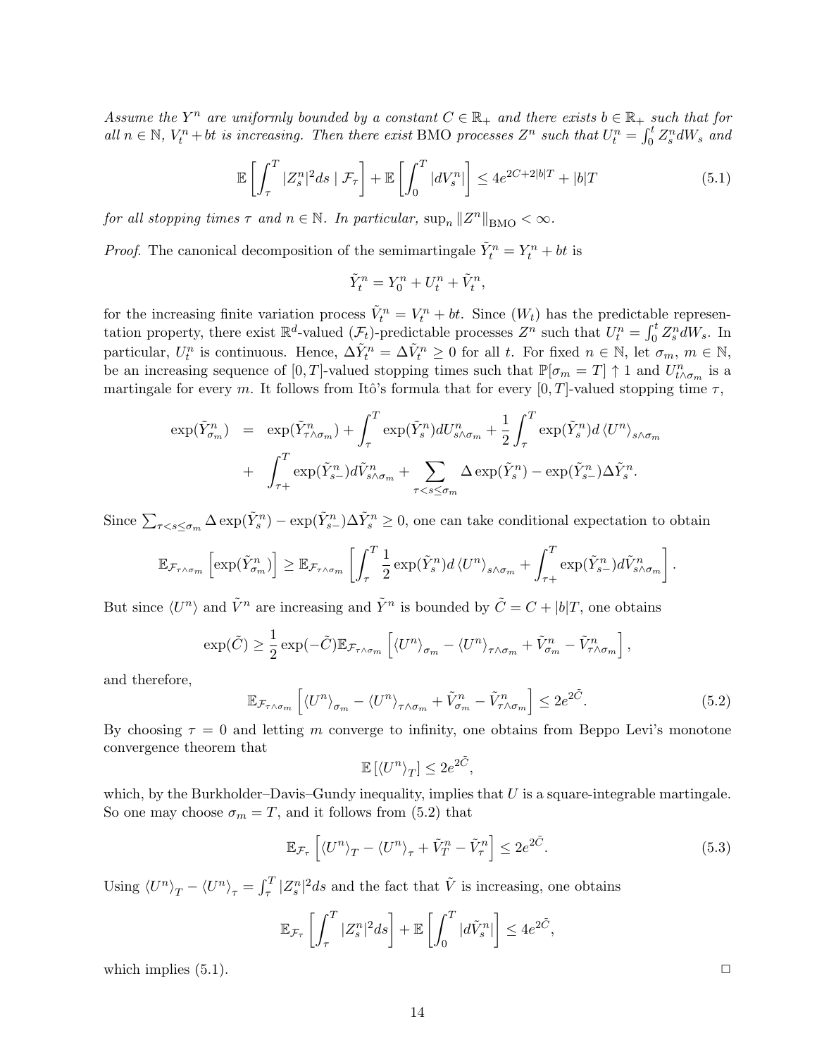*Assume the $Y^n$ are uniformly bounded by a constant $C \in \mathbb{R}_+$ and there exists $b \in \mathbb{R}_+$ such that for all $n \in \mathbb{N}$, $V_t^n + bt$ is increasing. Then there exist* BMO *processes $Z^n$ such that $U_t^n = \int_0^t Z_s^n dW_s$ and*

$$\mathbb{E}\left[\int_\tau^T |Z_s^n|^2 ds \mid \mathcal{F}_\tau\right] + \mathbb{E}\left[\int_0^T |dV_s^n|\right] \leq 4e^{2C+2|b|T} + |b|T \tag{5.1}$$

*for all stopping times $\tau$ and $n \in \mathbb{N}$. In particular, $\sup_n \|Z^n\|_{\text{BMO}} < \infty$.*

*Proof.* The canonical decomposition of the semimartingale $\tilde{Y}_t^n = Y_t^n + bt$ is

$$\tilde{Y}_t^n = Y_0^n + U_t^n + \tilde{V}_t^n,$$

for the increasing finite variation process $\tilde{V}_t^n = V_t^n + bt$. Since $(W_t)$ has the predictable representation property, there exist $\mathbb{R}^d$-valued $(\mathcal{F}_t)$-predictable processes $Z^n$ such that $U_t^n = \int_0^t Z_s^n dW_s$. In particular, $U_t^n$ is continuous. Hence, $\Delta\tilde{Y}_t^n = \Delta\tilde{V}_t^n \geq 0$ for all $t$. For fixed $n \in \mathbb{N}$, let $\sigma_m$, $m \in \mathbb{N}$, be an increasing sequence of $[0,T]$-valued stopping times such that $\mathbb{P}[\sigma_m = T] \uparrow 1$ and $U_{t\wedge\sigma_m}^n$ is a martingale for every $m$. It follows from Itô's formula that for every $[0,T]$-valued stopping time $\tau$,

$$\begin{aligned}
\exp(\tilde{Y}_{\sigma_m}^n) &= \exp(\tilde{Y}_{\tau\wedge\sigma_m}^n) + \int_\tau^T \exp(\tilde{Y}_s^n) dU_{s\wedge\sigma_m}^n + \frac{1}{2}\int_\tau^T \exp(\tilde{Y}_s^n) d\langle U^n\rangle_{s\wedge\sigma_m} \\
&+ \int_{\tau+}^T \exp(\tilde{Y}_{s-}^n) d\tilde{V}_{s\wedge\sigma_m}^n + \sum_{\tau<s\leq\sigma_m} \Delta\exp(\tilde{Y}_s^n) - \exp(\tilde{Y}_{s-}^n)\Delta\tilde{Y}_s^n.
\end{aligned}$$

Since $\sum_{\tau<s\leq\sigma_m} \Delta\exp(\tilde{Y}_s^n) - \exp(\tilde{Y}_{s-}^n)\Delta\tilde{Y}_s^n \geq 0$, one can take conditional expectation to obtain

$$\mathbb{E}_{\mathcal{F}_{\tau\wedge\sigma_m}}\left[\exp(\tilde{Y}_{\sigma_m}^n)\right] \geq \mathbb{E}_{\mathcal{F}_{\tau\wedge\sigma_m}}\left[\int_\tau^T \frac{1}{2}\exp(\tilde{Y}_s^n) d\langle U^n\rangle_{s\wedge\sigma_m} + \int_{\tau+}^T \exp(\tilde{Y}_{s-}^n) d\tilde{V}_{s\wedge\sigma_m}^n\right].$$

But since $\langle U^n\rangle$ and $\tilde{V}^n$ are increasing and $\tilde{Y}^n$ is bounded by $\tilde{C} = C + |b|T$, one obtains

$$\exp(\tilde{C}) \geq \frac{1}{2}\exp(-\tilde{C})\mathbb{E}_{\mathcal{F}_{\tau\wedge\sigma_m}}\left[\langle U^n\rangle_{\sigma_m} - \langle U^n\rangle_{\tau\wedge\sigma_m} + \tilde{V}_{\sigma_m}^n - \tilde{V}_{\tau\wedge\sigma_m}^n\right],$$

and therefore,

$$\mathbb{E}_{\mathcal{F}_{\tau\wedge\sigma_m}}\left[\langle U^n\rangle_{\sigma_m} - \langle U^n\rangle_{\tau\wedge\sigma_m} + \tilde{V}_{\sigma_m}^n - \tilde{V}_{\tau\wedge\sigma_m}^n\right] \leq 2e^{2\tilde{C}}. \tag{5.2}$$

By choosing $\tau = 0$ and letting $m$ converge to infinity, one obtains from Beppo Levi's monotone convergence theorem that

$$\mathbb{E}\left[\langle U^n\rangle_T\right] \leq 2e^{2\tilde{C}},$$

which, by the Burkholder–Davis–Gundy inequality, implies that $U$ is a square-integrable martingale. So one may choose $\sigma_m = T$, and it follows from (5.2) that

$$\mathbb{E}_{\mathcal{F}_\tau}\left[\langle U^n\rangle_T - \langle U^n\rangle_\tau + \tilde{V}_T^n - \tilde{V}_\tau^n\right] \leq 2e^{2\tilde{C}}. \tag{5.3}$$

Using $\langle U^n\rangle_T - \langle U^n\rangle_\tau = \int_\tau^T |Z_s^n|^2 ds$ and the fact that $\tilde{V}$ is increasing, one obtains

$$\mathbb{E}_{\mathcal{F}_\tau}\left[\int_\tau^T |Z_s^n|^2 ds\right] + \mathbb{E}\left[\int_0^T |d\tilde{V}_s^n|\right] \leq 4e^{2\tilde{C}},$$

which implies (5.1). □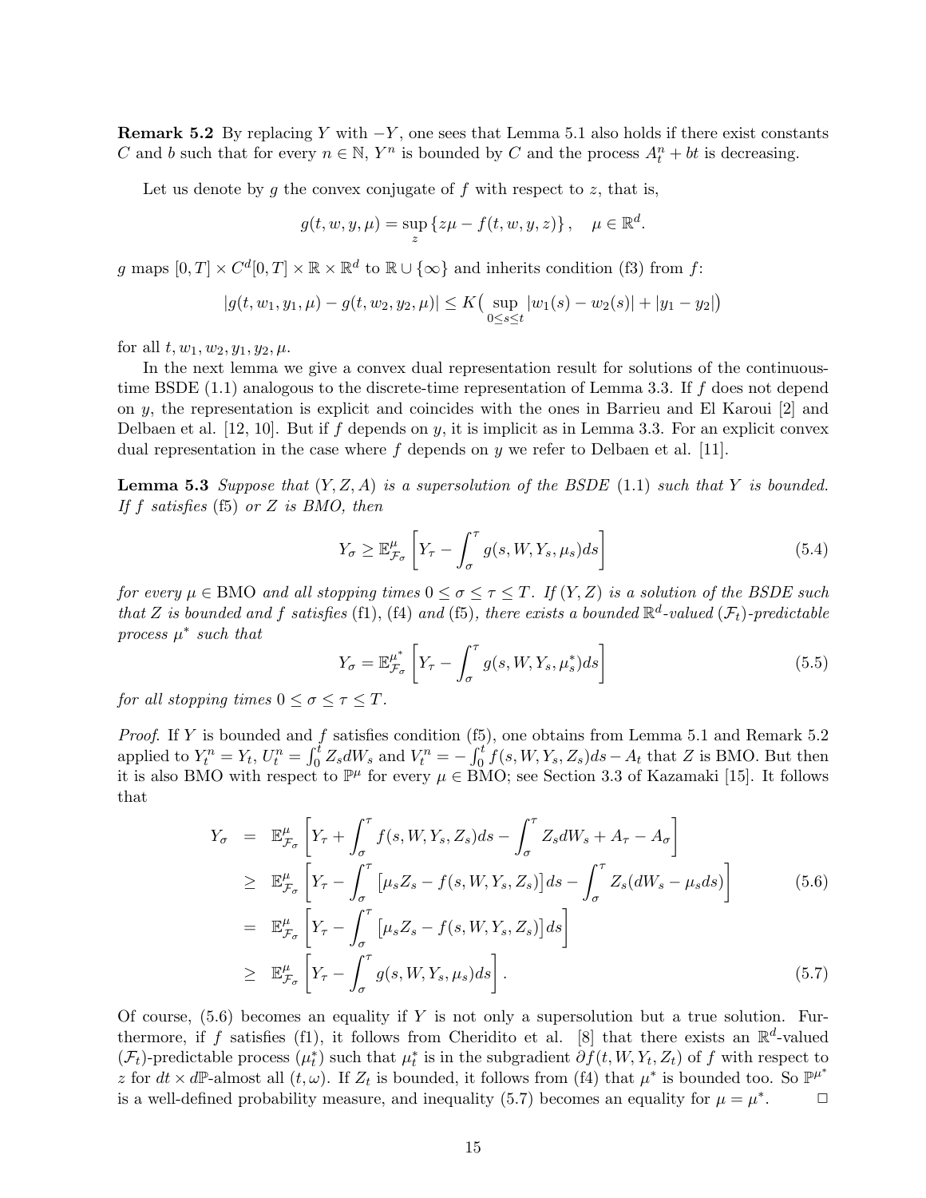**Remark 5.2** By replacing $Y$ with $-Y$, one sees that Lemma 5.1 also holds if there exist constants $C$ and $b$ such that for every $n \in \mathbb{N}$, $Y^n$ is bounded by $C$ and the process $A^n_t + bt$ is decreasing.

Let us denote by $g$ the convex conjugate of $f$ with respect to $z$, that is,

$$g(t, w, y, \mu) = \sup_z \left\{ z\mu - f(t, w, y, z) \right\}, \quad \mu \in \mathbb{R}^d.$$

$g$ maps $[0, T] \times C^d[0, T] \times \mathbb{R} \times \mathbb{R}^d$ to $\mathbb{R} \cup \{\infty\}$ and inherits condition (f3) from $f$:

$$|g(t, w_1, y_1, \mu) - g(t, w_2, y_2, \mu)| \leq K\big( \sup_{0 \leq s \leq t} |w_1(s) - w_2(s)| + |y_1 - y_2| \big)$$

for all $t, w_1, w_2, y_1, y_2, \mu$.

In the next lemma we give a convex dual representation result for solutions of the continuous-time BSDE (1.1) analogous to the discrete-time representation of Lemma 3.3. If $f$ does not depend on $y$, the representation is explicit and coincides with the ones in Barrieu and El Karoui [2] and Delbaen et al. [12, 10]. But if $f$ depends on $y$, it is implicit as in Lemma 3.3. For an explicit convex dual representation in the case where $f$ depends on $y$ we refer to Delbaen et al. [11].

**Lemma 5.3** *Suppose that $(Y, Z, A)$ is a supersolution of the BSDE (1.1) such that $Y$ is bounded. If $f$ satisfies* (f5) *or $Z$ is BMO, then*

$$Y_\sigma \geq \mathbb{E}^\mu_{\mathcal{F}_\sigma}\left[ Y_\tau - \int_\sigma^\tau g(s, W, Y_s, \mu_s) ds \right] \tag{5.4}$$

*for every $\mu \in$ BMO and all stopping times $0 \leq \sigma \leq \tau \leq T$. If $(Y, Z)$ is a solution of the BSDE such that $Z$ is bounded and $f$ satisfies* (f1), (f4) *and* (f5)*, there exists a bounded $\mathbb{R}^d$-valued $(\mathcal{F}_t)$-predictable process $\mu^*$ such that*

$$Y_\sigma = \mathbb{E}^{\mu^*}_{\mathcal{F}_\sigma}\left[ Y_\tau - \int_\sigma^\tau g(s, W, Y_s, \mu^*_s) ds \right] \tag{5.5}$$

*for all stopping times $0 \leq \sigma \leq \tau \leq T$.*

*Proof.* If $Y$ is bounded and $f$ satisfies condition (f5), one obtains from Lemma 5.1 and Remark 5.2 applied to $Y^n_t = Y_t$, $U^n_t = \int_0^t Z_s dW_s$ and $V^n_t = -\int_0^t f(s, W, Y_s, Z_s) ds - A_t$ that $Z$ is BMO. But then it is also BMO with respect to $\mathbb{P}^\mu$ for every $\mu \in$ BMO; see Section 3.3 of Kazamaki [15]. It follows that

$$\begin{aligned}
Y_\sigma &= \mathbb{E}^\mu_{\mathcal{F}_\sigma}\left[ Y_\tau + \int_\sigma^\tau f(s, W, Y_s, Z_s) ds - \int_\sigma^\tau Z_s dW_s + A_\tau - A_\sigma \right] \\
&\geq \mathbb{E}^\mu_{\mathcal{F}_\sigma}\left[ Y_\tau - \int_\sigma^\tau \big[ \mu_s Z_s - f(s, W, Y_s, Z_s) \big] ds - \int_\sigma^\tau Z_s (dW_s - \mu_s ds) \right] \qquad (5.6) \\
&= \mathbb{E}^\mu_{\mathcal{F}_\sigma}\left[ Y_\tau - \int_\sigma^\tau \big[ \mu_s Z_s - f(s, W, Y_s, Z_s) \big] ds \right] \\
&\geq \mathbb{E}^\mu_{\mathcal{F}_\sigma}\left[ Y_\tau - \int_\sigma^\tau g(s, W, Y_s, \mu_s) ds \right]. \qquad (5.7)
\end{aligned}$$

Of course, (5.6) becomes an equality if $Y$ is not only a supersolution but a true solution. Furthermore, if $f$ satisfies (f1), it follows from Cheridito et al. [8] that there exists an $\mathbb{R}^d$-valued $(\mathcal{F}_t)$-predictable process $(\mu^*_t)$ such that $\mu^*_t$ is in the subgradient $\partial f(t, W, Y_t, Z_t)$ of $f$ with respect to $z$ for $dt \times d\mathbb{P}$-almost all $(t, \omega)$. If $Z_t$ is bounded, it follows from (f4) that $\mu^*$ is bounded too. So $\mathbb{P}^{\mu^*}$ is a well-defined probability measure, and inequality (5.7) becomes an equality for $\mu = \mu^*$. $\square$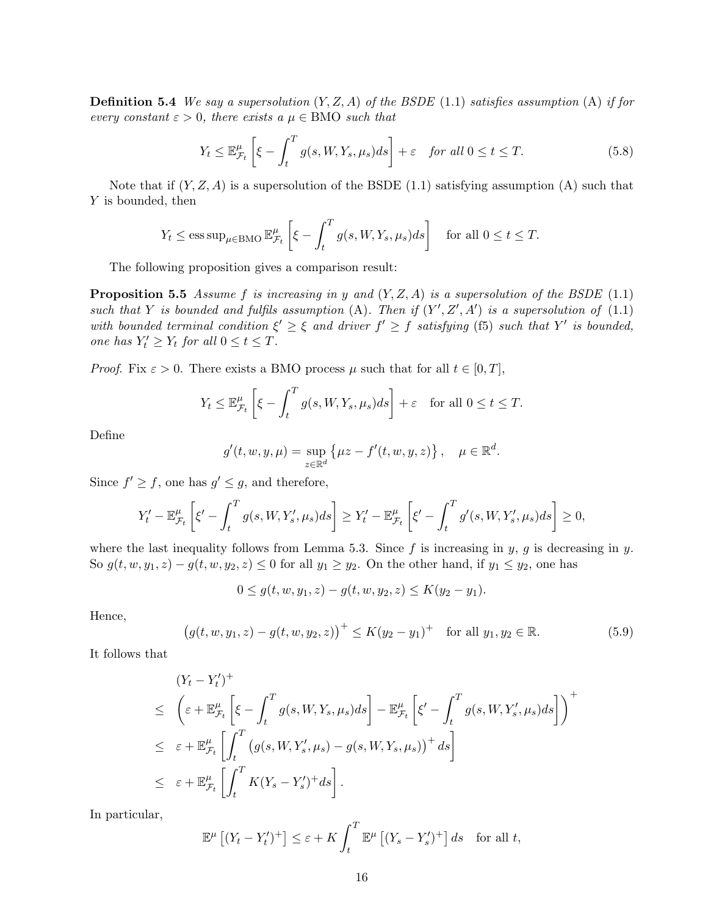**Definition 5.4** *We say a supersolution $(Y, Z, A)$ of the BSDE (1.1) satisfies assumption* (A) *if for every constant $\varepsilon > 0$, there exists a $\mu \in \mathrm{BMO}$ such that*

$$Y_t \leq \mathbb{E}^{\mu}_{\mathcal{F}_t}\left[\xi - \int_t^T g(s, W, Y_s, \mu_s) ds\right] + \varepsilon \quad \textit{for all } 0 \leq t \leq T. \tag{5.8}$$

Note that if $(Y, Z, A)$ is a supersolution of the BSDE (1.1) satisfying assumption (A) such that $Y$ is bounded, then

$$Y_t \leq \operatorname{ess\,sup}_{\mu \in \mathrm{BMO}} \mathbb{E}^{\mu}_{\mathcal{F}_t}\left[\xi - \int_t^T g(s, W, Y_s, \mu_s) ds\right] \quad \text{for all } 0 \leq t \leq T.$$

The following proposition gives a comparison result:

**Proposition 5.5** *Assume $f$ is increasing in $y$ and $(Y, Z, A)$ is a supersolution of the BSDE (1.1) such that $Y$ is bounded and fulfils assumption* (A)*. Then if $(Y', Z', A')$ is a supersolution of (1.1) with bounded terminal condition $\xi' \geq \xi$ and driver $f' \geq f$ satisfying* (f5) *such that $Y'$ is bounded, one has $Y'_t \geq Y_t$ for all $0 \leq t \leq T$.*

*Proof.* Fix $\varepsilon > 0$. There exists a BMO process $\mu$ such that for all $t \in [0, T]$,

$$Y_t \leq \mathbb{E}^{\mu}_{\mathcal{F}_t}\left[\xi - \int_t^T g(s, W, Y_s, \mu_s) ds\right] + \varepsilon \quad \text{for all } 0 \leq t \leq T.$$

Define

$$g'(t, w, y, \mu) = \sup_{z \in \mathbb{R}^d} \left\{\mu z - f'(t, w, y, z)\right\}, \quad \mu \in \mathbb{R}^d.$$

Since $f' \geq f$, one has $g' \leq g$, and therefore,

$$Y'_t - \mathbb{E}^{\mu}_{\mathcal{F}_t}\left[\xi' - \int_t^T g(s, W, Y'_s, \mu_s) ds\right] \geq Y'_t - \mathbb{E}^{\mu}_{\mathcal{F}_t}\left[\xi' - \int_t^T g'(s, W, Y'_s, \mu_s) ds\right] \geq 0,$$

where the last inequality follows from Lemma 5.3. Since $f$ is increasing in $y$, $g$ is decreasing in $y$. So $g(t, w, y_1, z) - g(t, w, y_2, z) \leq 0$ for all $y_1 \geq y_2$. On the other hand, if $y_1 \leq y_2$, one has

$$0 \leq g(t, w, y_1, z) - g(t, w, y_2, z) \leq K(y_2 - y_1).$$

Hence,

$$\left(g(t, w, y_1, z) - g(t, w, y_2, z)\right)^+ \leq K(y_2 - y_1)^+ \quad \text{for all } y_1, y_2 \in \mathbb{R}. \tag{5.9}$$

It follows that

$$\begin{aligned}
&(Y_t - Y'_t)^+ \\
\leq\ & \left(\varepsilon + \mathbb{E}^{\mu}_{\mathcal{F}_t}\left[\xi - \int_t^T g(s, W, Y_s, \mu_s) ds\right] - \mathbb{E}^{\mu}_{\mathcal{F}_t}\left[\xi' - \int_t^T g(s, W, Y'_s, \mu_s) ds\right]\right)^+ \\
\leq\ & \varepsilon + \mathbb{E}^{\mu}_{\mathcal{F}_t}\left[\int_t^T \left(g(s, W, Y'_s, \mu_s) - g(s, W, Y_s, \mu_s)\right)^+ ds\right] \\
\leq\ & \varepsilon + \mathbb{E}^{\mu}_{\mathcal{F}_t}\left[\int_t^T K(Y_s - Y'_s)^+ ds\right].
\end{aligned}$$

In particular,

$$\mathbb{E}^{\mu}\left[(Y_t - Y'_t)^+\right] \leq \varepsilon + K \int_t^T \mathbb{E}^{\mu}\left[(Y_s - Y'_s)^+\right] ds \quad \text{for all } t,$$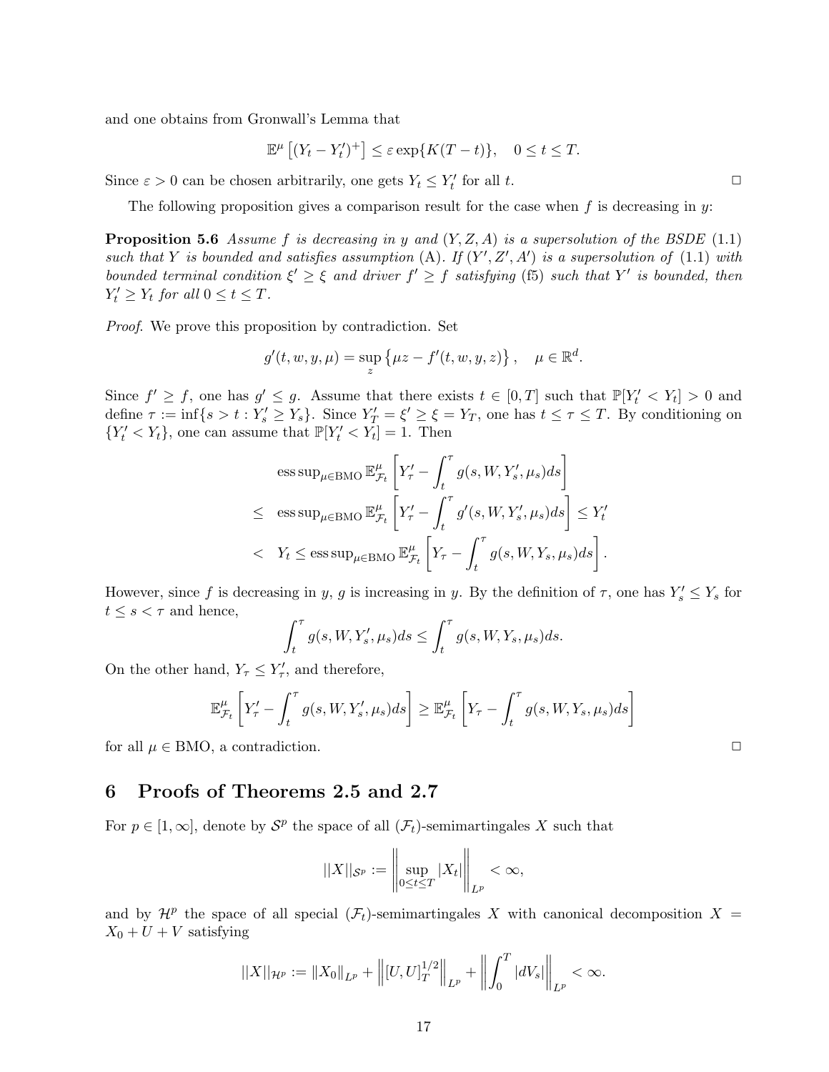and one obtains from Gronwall's Lemma that

$$\mathbb{E}^{\mu}\left[(Y_t - Y'_t)^+\right] \leq \varepsilon \exp\{K(T-t)\}, \quad 0 \leq t \leq T.$$

Since $\varepsilon > 0$ can be chosen arbitrarily, one gets $Y_t \leq Y'_t$ for all $t$. □

The following proposition gives a comparison result for the case when $f$ is decreasing in $y$:

**Proposition 5.6** *Assume $f$ is decreasing in $y$ and $(Y, Z, A)$ is a supersolution of the BSDE (1.1) such that $Y$ is bounded and satisfies assumption (A). If $(Y', Z', A')$ is a supersolution of (1.1) with bounded terminal condition $\xi' \geq \xi$ and driver $f' \geq f$ satisfying (f5) such that $Y'$ is bounded, then $Y'_t \geq Y_t$ for all $0 \leq t \leq T$.*

*Proof.* We prove this proposition by contradiction. Set

$$g'(t, w, y, \mu) = \sup_z \left\{ \mu z - f'(t, w, y, z) \right\}, \quad \mu \in \mathbb{R}^d.$$

Since $f' \geq f$, one has $g' \leq g$. Assume that there exists $t \in [0, T]$ such that $\mathbb{P}[Y'_t < Y_t] > 0$ and define $\tau := \inf\{s > t : Y'_s \geq Y_s\}$. Since $Y'_T = \xi' \geq \xi = Y_T$, one has $t \leq \tau \leq T$. By conditioning on $\{Y'_t < Y_t\}$, one can assume that $\mathbb{P}[Y'_t < Y_t] = 1$. Then

$$\begin{aligned}
&\operatorname{ess\,sup}_{\mu \in \mathrm{BMO}} \mathbb{E}^{\mu}_{\mathcal{F}_t}\left[Y'_\tau - \int_t^\tau g(s, W, Y'_s, \mu_s) ds\right] \\
\leq \; &\operatorname{ess\,sup}_{\mu \in \mathrm{BMO}} \mathbb{E}^{\mu}_{\mathcal{F}_t}\left[Y'_\tau - \int_t^\tau g'(s, W, Y'_s, \mu_s) ds\right] \leq Y'_t \\
< \; & Y_t \leq \operatorname{ess\,sup}_{\mu \in \mathrm{BMO}} \mathbb{E}^{\mu}_{\mathcal{F}_t}\left[Y_\tau - \int_t^\tau g(s, W, Y_s, \mu_s) ds\right].
\end{aligned}$$

However, since $f$ is decreasing in $y$, $g$ is increasing in $y$. By the definition of $\tau$, one has $Y'_s \leq Y_s$ for $t \leq s < \tau$ and hence,

$$\int_t^\tau g(s, W, Y'_s, \mu_s) ds \leq \int_t^\tau g(s, W, Y_s, \mu_s) ds.$$

On the other hand, $Y_\tau \leq Y'_\tau$, and therefore,

$$\mathbb{E}^{\mu}_{\mathcal{F}_t}\left[Y'_\tau - \int_t^\tau g(s, W, Y'_s, \mu_s) ds\right] \geq \mathbb{E}^{\mu}_{\mathcal{F}_t}\left[Y_\tau - \int_t^\tau g(s, W, Y_s, \mu_s) ds\right]$$

for all $\mu \in \mathrm{BMO}$, a contradiction. □

# 6 Proofs of Theorems 2.5 and 2.7

For $p \in [1, \infty]$, denote by $\mathcal{S}^p$ the space of all $(\mathcal{F}_t)$-semimartingales $X$ such that

$$||X||_{\mathcal{S}^p} := \left\| \sup_{0 \leq t \leq T} |X_t| \right\|_{L^p} < \infty,$$

and by $\mathcal{H}^p$ the space of all special $(\mathcal{F}_t)$-semimartingales $X$ with canonical decomposition $X = X_0 + U + V$ satisfying

$$||X||_{\mathcal{H}^p} := \|X_0\|_{L^p} + \left\|[U, U]_T^{1/2}\right\|_{L^p} + \left\| \int_0^T |dV_s| \right\|_{L^p} < \infty.$$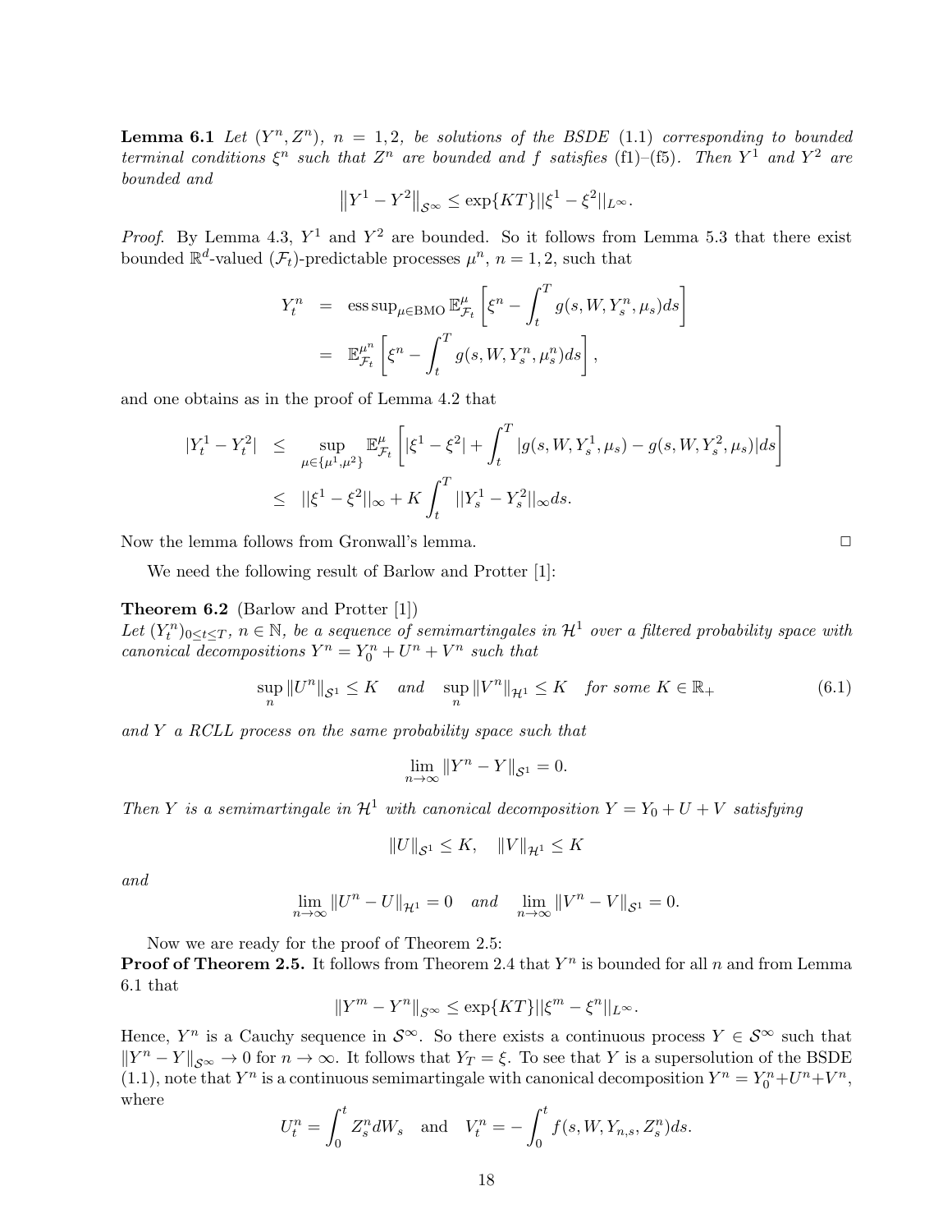**Lemma 6.1** *Let $(Y^n, Z^n)$, $n = 1, 2$, be solutions of the BSDE* (1.1) *corresponding to bounded terminal conditions $\xi^n$ such that $Z^n$ are bounded and $f$ satisfies* (f1)–(f5). *Then $Y^1$ and $Y^2$ are bounded and*

$$\left\|Y^1 - Y^2\right\|_{\mathcal{S}^\infty} \leq \exp\{KT\} ||\xi^1 - \xi^2||_{L^\infty}.$$

*Proof.* By Lemma 4.3, $Y^1$ and $Y^2$ are bounded. So it follows from Lemma 5.3 that there exist bounded $\mathbb{R}^d$-valued $(\mathcal{F}_t)$-predictable processes $\mu^n$, $n = 1, 2$, such that

$$\begin{aligned} Y^n_t &= \operatorname{ess\,sup}_{\mu \in \mathrm{BMO}} \mathbb{E}^\mu_{\mathcal{F}_t}\left[\xi^n - \int_t^T g(s, W, Y^n_s, \mu_s) ds\right] \\ &= \mathbb{E}^{\mu^n}_{\mathcal{F}_t}\left[\xi^n - \int_t^T g(s, W, Y^n_s, \mu^n_s) ds\right], \end{aligned}$$

and one obtains as in the proof of Lemma 4.2 that

$$\begin{aligned} |Y^1_t - Y^2_t| &\leq \sup_{\mu \in \{\mu^1, \mu^2\}} \mathbb{E}^\mu_{\mathcal{F}_t}\left[|\xi^1 - \xi^2| + \int_t^T |g(s, W, Y^1_s, \mu_s) - g(s, W, Y^2_s, \mu_s)| ds\right] \\ &\leq ||\xi^1 - \xi^2||_\infty + K \int_t^T ||Y^1_s - Y^2_s||_\infty ds. \end{aligned}$$

Now the lemma follows from Gronwall's lemma. □

We need the following result of Barlow and Protter [1]:

**Theorem 6.2** (Barlow and Protter [1])
*Let $(Y^n_t)_{0 \leq t \leq T}$, $n \in \mathbb{N}$, be a sequence of semimartingales in $\mathcal{H}^1$ over a filtered probability space with canonical decompositions $Y^n = Y^n_0 + U^n + V^n$ such that*

$$\sup_n \|U^n\|_{\mathcal{S}^1} \leq K \quad \text{and} \quad \sup_n \|V^n\|_{\mathcal{H}^1} \leq K \quad \text{for some } K \in \mathbb{R}_+ \tag{6.1}$$

*and $Y$ a RCLL process on the same probability space such that*

$$\lim_{n \to \infty} \|Y^n - Y\|_{\mathcal{S}^1} = 0.$$

*Then $Y$ is a semimartingale in $\mathcal{H}^1$ with canonical decomposition $Y = Y_0 + U + V$ satisfying*

$$\|U\|_{\mathcal{S}^1} \leq K, \quad \|V\|_{\mathcal{H}^1} \leq K$$

*and*

$$\lim_{n \to \infty} \|U^n - U\|_{\mathcal{H}^1} = 0 \quad \text{and} \quad \lim_{n \to \infty} \|V^n - V\|_{\mathcal{S}^1} = 0.$$

Now we are ready for the proof of Theorem 2.5:

**Proof of Theorem 2.5.** It follows from Theorem 2.4 that $Y^n$ is bounded for all $n$ and from Lemma 6.1 that

$$\|Y^m - Y^n\|_{\mathcal{S}^\infty} \leq \exp\{KT\} ||\xi^m - \xi^n||_{L^\infty}.$$

Hence, $Y^n$ is a Cauchy sequence in $\mathcal{S}^\infty$. So there exists a continuous process $Y \in \mathcal{S}^\infty$ such that $\|Y^n - Y\|_{\mathcal{S}^\infty} \to 0$ for $n \to \infty$. It follows that $Y_T = \xi$. To see that $Y$ is a supersolution of the BSDE (1.1), note that $Y^n$ is a continuous semimartingale with canonical decomposition $Y^n = Y^n_0 + U^n + V^n$, where

$$U^n_t = \int_0^t Z^n_s dW_s \quad \text{and} \quad V^n_t = -\int_0^t f(s, W, Y_{n,s}, Z^n_s) ds.$$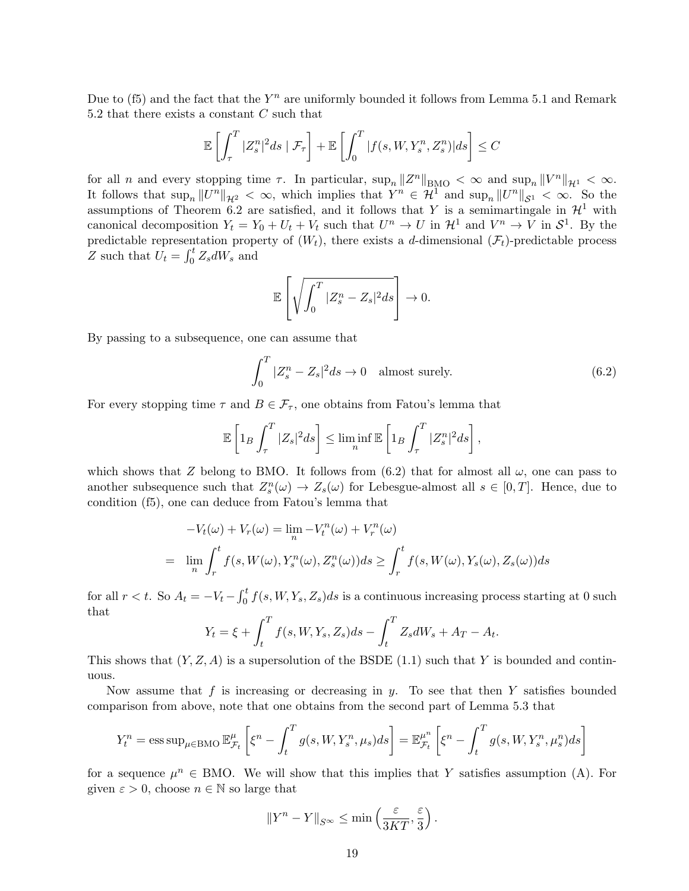Due to (f5) and the fact that the $Y^n$ are uniformly bounded it follows from Lemma 5.1 and Remark 5.2 that there exists a constant $C$ such that

$$\mathbb{E}\left[\int_\tau^T |Z_s^n|^2 ds \mid \mathcal{F}_\tau\right] + \mathbb{E}\left[\int_0^T |f(s, W, Y_s^n, Z_s^n)| ds\right] \leq C$$

for all $n$ and every stopping time $\tau$. In particular, $\sup_n \|Z^n\|_{\mathrm{BMO}} < \infty$ and $\sup_n \|V^n\|_{\mathcal{H}^1} < \infty$. It follows that $\sup_n \|U^n\|_{\mathcal{H}^2} < \infty$, which implies that $Y^n \in \mathcal{H}^1$ and $\sup_n \|U^n\|_{\mathcal{S}^1} < \infty$. So the assumptions of Theorem 6.2 are satisfied, and it follows that $Y$ is a semimartingale in $\mathcal{H}^1$ with canonical decomposition $Y_t = Y_0 + U_t + V_t$ such that $U^n \to U$ in $\mathcal{H}^1$ and $V^n \to V$ in $\mathcal{S}^1$. By the predictable representation property of $(W_t)$, there exists a $d$-dimensional $(\mathcal{F}_t)$-predictable process $Z$ such that $U_t = \int_0^t Z_s dW_s$ and

$$\mathbb{E}\left[\sqrt{\int_0^T |Z_s^n - Z_s|^2 ds}\right] \to 0.$$

By passing to a subsequence, one can assume that

$$\int_0^T |Z_s^n - Z_s|^2 ds \to 0 \quad \text{almost surely.} \tag{6.2}$$

For every stopping time $\tau$ and $B \in \mathcal{F}_\tau$, one obtains from Fatou's lemma that

$$\mathbb{E}\left[1_B \int_\tau^T |Z_s|^2 ds\right] \leq \liminf_n \mathbb{E}\left[1_B \int_\tau^T |Z_s^n|^2 ds\right],$$

which shows that $Z$ belong to BMO. It follows from (6.2) that for almost all $\omega$, one can pass to another subsequence such that $Z_s^n(\omega) \to Z_s(\omega)$ for Lebesgue-almost all $s \in [0, T]$. Hence, due to condition (f5), one can deduce from Fatou's lemma that

$$\begin{aligned}
& -V_t(\omega) + V_r(\omega) = \lim_n -V_t^n(\omega) + V_r^n(\omega) \\
= \quad & \lim_n \int_r^t f(s, W(\omega), Y_s^n(\omega), Z_s^n(\omega)) ds \geq \int_r^t f(s, W(\omega), Y_s(\omega), Z_s(\omega)) ds
\end{aligned}$$

for all $r < t$. So $A_t = -V_t - \int_0^t f(s, W, Y_s, Z_s) ds$ is a continuous increasing process starting at 0 such that

$$Y_t = \xi + \int_t^T f(s, W, Y_s, Z_s) ds - \int_t^T Z_s dW_s + A_T - A_t.$$

This shows that $(Y, Z, A)$ is a supersolution of the BSDE (1.1) such that $Y$ is bounded and continuous.

Now assume that $f$ is increasing or decreasing in $y$. To see that then $Y$ satisfies bounded comparison from above, note that one obtains from the second part of Lemma 5.3 that

$$Y_t^n = \operatorname{ess\,sup}_{\mu \in \mathrm{BMO}} \mathbb{E}_{\mathcal{F}_t}^{\mu}\left[\xi^n - \int_t^T g(s, W, Y_s^n, \mu_s) ds\right] = \mathbb{E}_{\mathcal{F}_t}^{\mu^n}\left[\xi^n - \int_t^T g(s, W, Y_s^n, \mu_s^n) ds\right]$$

for a sequence $\mu^n \in \mathrm{BMO}$. We will show that this implies that $Y$ satisfies assumption (A). For given $\varepsilon > 0$, choose $n \in \mathbb{N}$ so large that

$$\|Y^n - Y\|_{S^\infty} \leq \min\left(\frac{\varepsilon}{3KT}, \frac{\varepsilon}{3}\right).$$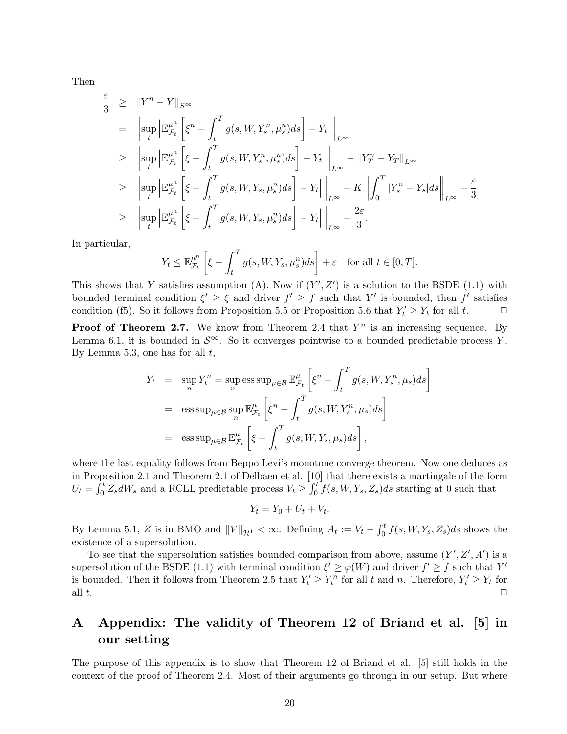Then

$$
\begin{aligned}
\frac{\varepsilon}{3} &\geq \|Y^n - Y\|_{S^\infty} \\
&= \left\| \sup_t \left| \mathbb{E}^{\mu^n}_{\mathcal{F}_t} \left[ \xi^n - \int_t^T g(s, W, Y^n_s, \mu^n_s) ds \right] - Y_t \right| \right\|_{L^\infty} \\
&\geq \left\| \sup_t \left| \mathbb{E}^{\mu^n}_{\mathcal{F}_t} \left[ \xi - \int_t^T g(s, W, Y^n_s, \mu^n_s) ds \right] - Y_t \right| \right\|_{L^\infty} - \|Y^n_T - Y_T\|_{L^\infty} \\
&\geq \left\| \sup_t \left| \mathbb{E}^{\mu^n}_{\mathcal{F}_t} \left[ \xi - \int_t^T g(s, W, Y_s, \mu^n_s) ds \right] - Y_t \right| \right\|_{L^\infty} - K \left\| \int_0^T |Y^n_s - Y_s| ds \right\|_{L^\infty} - \frac{\varepsilon}{3} \\
&\geq \left\| \sup_t \left| \mathbb{E}^{\mu^n}_{\mathcal{F}_t} \left[ \xi - \int_t^T g(s, W, Y_s, \mu^n_s) ds \right] - Y_t \right| \right\|_{L^\infty} - \frac{2\varepsilon}{3}.
\end{aligned}
$$

In particular,

$$
Y_t \leq \mathbb{E}^{\mu^n}_{\mathcal{F}_t} \left[ \xi - \int_t^T g(s, W, Y_s, \mu^n_s) ds \right] + \varepsilon \quad \text{for all } t \in [0, T].
$$

This shows that $Y$ satisfies assumption (A). Now if $(Y', Z')$ is a solution to the BSDE (1.1) with bounded terminal condition $\xi' \geq \xi$ and driver $f' \geq f$ such that $Y'$ is bounded, then $f'$ satisfies condition (f5). So it follows from Proposition 5.5 or Proposition 5.6 that $Y'_t \geq Y_t$ for all $t$. □

**Proof of Theorem 2.7.** We know from Theorem 2.4 that $Y^n$ is an increasing sequence. By Lemma 6.1, it is bounded in $\mathcal{S}^\infty$. So it converges pointwise to a bounded predictable process $Y$. By Lemma 5.3, one has for all $t$,

$$
\begin{aligned}
Y_t &= \sup_n Y^n_t = \sup_n \operatorname{ess\,sup}_{\mu \in \mathcal{B}} \mathbb{E}^{\mu}_{\mathcal{F}_t} \left[ \xi^n - \int_t^T g(s, W, Y^n_s, \mu_s) ds \right] \\
&= \operatorname{ess\,sup}_{\mu \in \mathcal{B}} \sup_n \mathbb{E}^{\mu}_{\mathcal{F}_t} \left[ \xi^n - \int_t^T g(s, W, Y^n_s, \mu_s) ds \right] \\
&= \operatorname{ess\,sup}_{\mu \in \mathcal{B}} \mathbb{E}^{\mu}_{\mathcal{F}_t} \left[ \xi - \int_t^T g(s, W, Y_s, \mu_s) ds \right],
\end{aligned}
$$

where the last equality follows from Beppo Levi's monotone converge theorem. Now one deduces as in Proposition 2.1 and Theorem 2.1 of Delbaen et al. [10] that there exists a martingale of the form $U_t = \int_0^t Z_s dW_s$ and a RCLL predictable process $V_t \geq \int_0^t f(s, W, Y_s, Z_s) ds$ starting at 0 such that

$$
Y_t = Y_0 + U_t + V_t.
$$

By Lemma 5.1, $Z$ is in BMO and $\|V\|_{\mathcal{H}^1} < \infty$. Defining $A_t := V_t - \int_0^t f(s, W, Y_s, Z_s) ds$ shows the existence of a supersolution.

To see that the supersolution satisfies bounded comparison from above, assume $(Y', Z', A')$ is a supersolution of the BSDE (1.1) with terminal condition $\xi' \geq \varphi(W)$ and driver $f' \geq f$ such that $Y'$ is bounded. Then it follows from Theorem 2.5 that $Y'_t \geq Y^n_t$ for all $t$ and $n$. Therefore, $Y'_t \geq Y_t$ for all $t$. □

# A Appendix: The validity of Theorem 12 of Briand et al. [5] in our setting

The purpose of this appendix is to show that Theorem 12 of Briand et al. [5] still holds in the context of the proof of Theorem 2.4. Most of their arguments go through in our setup. But where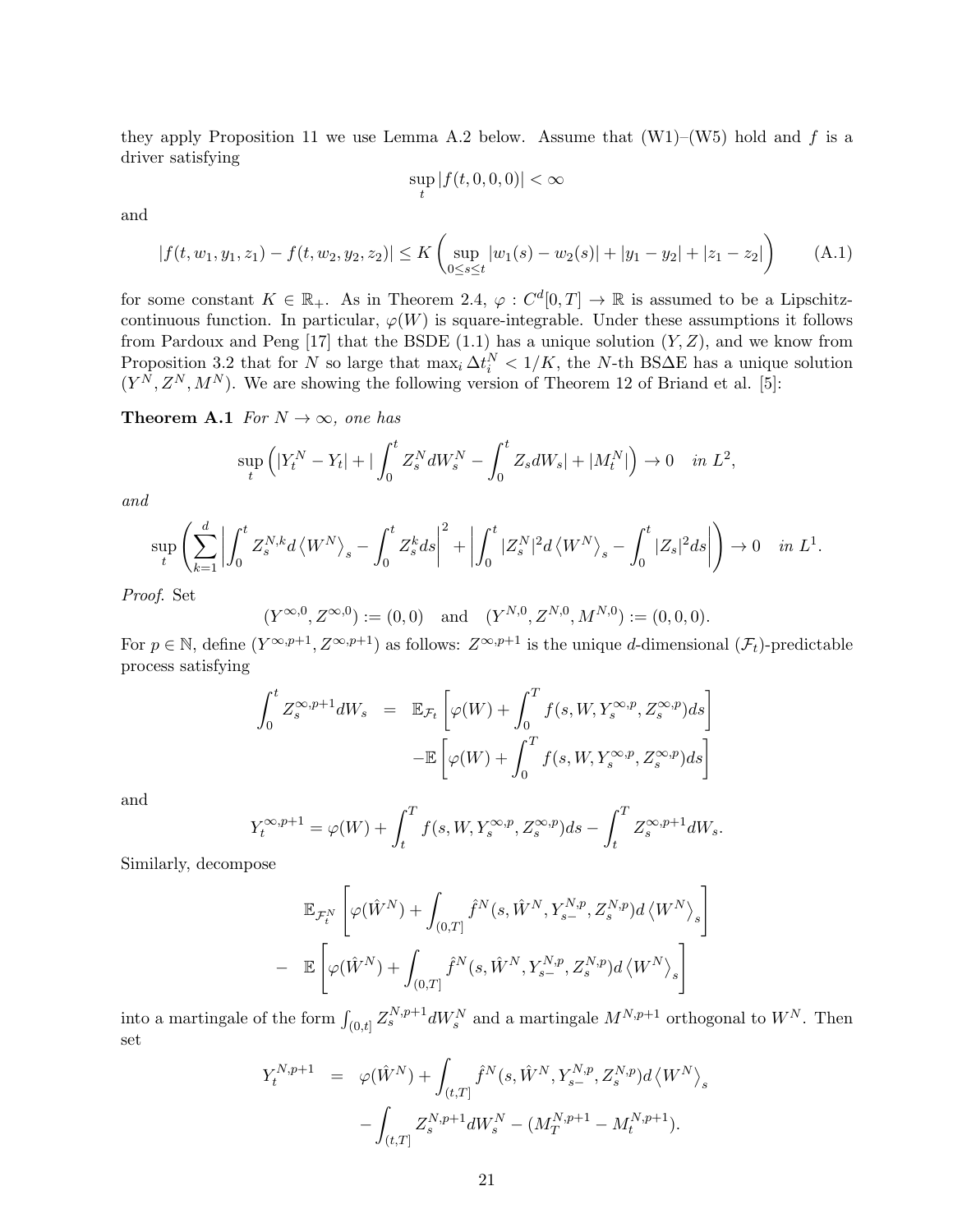they apply Proposition 11 we use Lemma A.2 below. Assume that (W1)–(W5) hold and $f$ is a driver satisfying

$$\sup_t |f(t,0,0,0)| < \infty$$

and

$$|f(t,w_1,y_1,z_1) - f(t,w_2,y_2,z_2)| \leq K \left( \sup_{0\leq s\leq t} |w_1(s) - w_2(s)| + |y_1 - y_2| + |z_1 - z_2| \right) \tag{A.1}$$

for some constant $K \in \mathbb{R}_+$. As in Theorem 2.4, $\varphi : C^d[0,T] \to \mathbb{R}$ is assumed to be a Lipschitz-continuous function. In particular, $\varphi(W)$ is square-integrable. Under these assumptions it follows from Pardoux and Peng [17] that the BSDE (1.1) has a unique solution $(Y,Z)$, and we know from Proposition 3.2 that for $N$ so large that $\max_i \Delta t_i^N < 1/K$, the $N$-th BS$\Delta$E has a unique solution $(Y^N, Z^N, M^N)$. We are showing the following version of Theorem 12 of Briand et al. [5]:

**Theorem A.1** *For $N \to \infty$, one has*

$$\sup_t \left( |Y_t^N - Y_t| + |\int_0^t Z_s^N dW_s^N - \int_0^t Z_s dW_s| + |M_t^N| \right) \to 0 \quad \text{in } L^2,$$

*and*

$$\sup_t \left( \sum_{k=1}^d \left| \int_0^t Z_s^{N,k} d\left\langle W^N \right\rangle_s - \int_0^t Z_s^k ds \right|^2 + \left| \int_0^t |Z_s^N|^2 d\left\langle W^N \right\rangle_s - \int_0^t |Z_s|^2 ds \right| \right) \to 0 \quad \text{in } L^1.$$

*Proof.* Set

$$(Y^{\infty,0}, Z^{\infty,0}) := (0,0) \quad \text{and} \quad (Y^{N,0}, Z^{N,0}, M^{N,0}) := (0,0,0).$$

For $p \in \mathbb{N}$, define $(Y^{\infty,p+1}, Z^{\infty,p+1})$ as follows: $Z^{\infty,p+1}$ is the unique $d$-dimensional $(\mathcal{F}_t)$-predictable process satisfying

$$\begin{aligned}
\int_0^t Z_s^{\infty,p+1} dW_s &= \mathbb{E}_{\mathcal{F}_t}\left[\varphi(W) + \int_0^T f(s,W,Y_s^{\infty,p}, Z_s^{\infty,p}) ds\right] \\
&\quad - \mathbb{E}\left[\varphi(W) + \int_0^T f(s,W,Y_s^{\infty,p}, Z_s^{\infty,p}) ds\right]
\end{aligned}$$

and

$$Y_t^{\infty,p+1} = \varphi(W) + \int_t^T f(s,W,Y_s^{\infty,p}, Z_s^{\infty,p}) ds - \int_t^T Z_s^{\infty,p+1} dW_s.$$

Similarly, decompose

$$\begin{aligned}
&\mathbb{E}_{\mathcal{F}_t^N}\left[\varphi(\hat{W}^N) + \int_{(0,T]} \hat{f}^N(s, \hat{W}^N, Y_{s-}^{N,p}, Z_s^{N,p}) d\left\langle W^N \right\rangle_s\right] \\
- \; &\mathbb{E}\left[\varphi(\hat{W}^N) + \int_{(0,T]} \hat{f}^N(s, \hat{W}^N, Y_{s-}^{N,p}, Z_s^{N,p}) d\left\langle W^N \right\rangle_s\right]
\end{aligned}$$

into a martingale of the form $\int_{(0,t]} Z_s^{N,p+1} dW_s^N$ and a martingale $M^{N,p+1}$ orthogonal to $W^N$. Then set

$$\begin{aligned}
Y_t^{N,p+1} &= \varphi(\hat{W}^N) + \int_{(t,T]} \hat{f}^N(s, \hat{W}^N, Y_{s-}^{N,p}, Z_s^{N,p}) d\left\langle W^N \right\rangle_s \\
&\quad - \int_{(t,T]} Z_s^{N,p+1} dW_s^N - (M_T^{N,p+1} - M_t^{N,p+1}).
\end{aligned}$$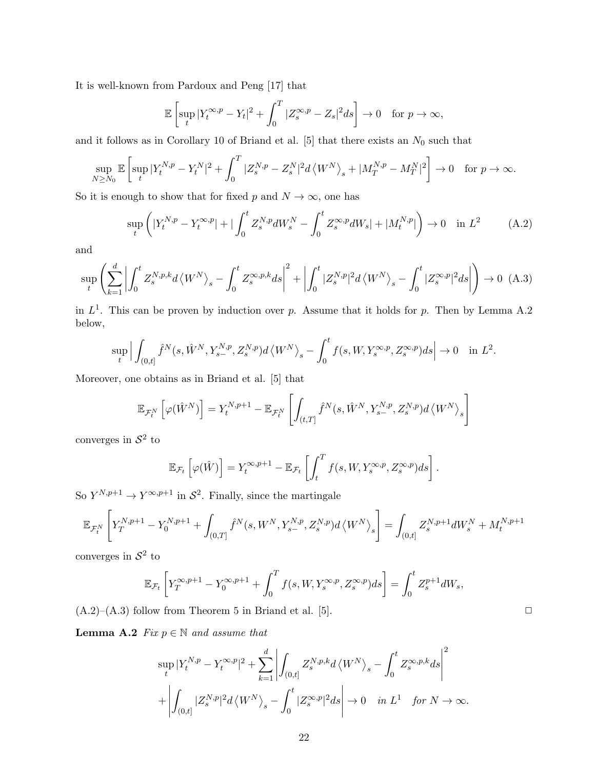It is well-known from Pardoux and Peng [17] that

$$\mathbb{E}\left[\sup_t |Y_t^{\infty,p} - Y_t|^2 + \int_0^T |Z_s^{\infty,p} - Z_s|^2 ds\right] \to 0 \quad \text{for } p \to \infty,$$

and it follows as in Corollary 10 of Briand et al. [5] that there exists an $N_0$ such that

$$\sup_{N \geq N_0} \mathbb{E}\left[\sup_t |Y_t^{N,p} - Y_t^N|^2 + \int_0^T |Z_s^{N,p} - Z_s^N|^2 d\left\langle W^N \right\rangle_s + |M_T^{N,p} - M_T^N|^2\right] \to 0 \quad \text{for } p \to \infty.$$

So it is enough to show that for fixed $p$ and $N \to \infty$, one has

$$\sup_t \left( |Y_t^{N,p} - Y_t^{\infty,p}| + |\int_0^t Z_s^{N,p} dW_s^N - \int_0^t Z_s^{\infty,p} dW_s| + |M_t^{N,p}| \right) \to 0 \quad \text{in } L^2 \tag{A.2}$$

and

$$\sup_t \left( \sum_{k=1}^d \left| \int_0^t Z_s^{N,p,k} d\left\langle W^N \right\rangle_s - \int_0^t Z_s^{\infty,p,k} ds \right|^2 + \left| \int_0^t |Z_s^{N,p}|^2 d\left\langle W^N \right\rangle_s - \int_0^t |Z_s^{\infty,p}|^2 ds \right| \right) \to 0 \tag{A.3}$$

in $L^1$. This can be proven by induction over $p$. Assume that it holds for $p$. Then by Lemma A.2 below,

$$\sup_t \left| \int_{(0,t]} \hat{f}^N(s, \hat{W}^N, Y_{s-}^{N,p}, Z_s^{N,p}) d\left\langle W^N \right\rangle_s - \int_0^t f(s, W, Y_s^{\infty,p}, Z_s^{\infty,p}) ds \right| \to 0 \quad \text{in } L^2.$$

Moreover, one obtains as in Briand et al. [5] that

$$\mathbb{E}_{\mathcal{F}_t^N}\left[\varphi(\hat{W}^N)\right] = Y_t^{N,p+1} - \mathbb{E}_{\mathcal{F}_t^N}\left[\int_{(t,T]} \hat{f}^N(s, \hat{W}^N, Y_{s-}^{N,p}, Z_s^{N,p}) d\left\langle W^N \right\rangle_s\right]$$

converges in $\mathcal{S}^2$ to

$$\mathbb{E}_{\mathcal{F}_t}\left[\varphi(\hat{W})\right] = Y_t^{\infty,p+1} - \mathbb{E}_{\mathcal{F}_t}\left[\int_t^T f(s, W, Y_s^{\infty,p}, Z_s^{\infty,p}) ds\right].$$

So $Y^{N,p+1} \to Y^{\infty,p+1}$ in $\mathcal{S}^2$. Finally, since the martingale

$$\mathbb{E}_{\mathcal{F}_t^N}\left[Y_T^{N,p+1} - Y_0^{N,p+1} + \int_{(0,T]} \hat{f}^N(s, W^N, Y_{s-}^{N,p}, Z_s^{N,p}) d\left\langle W^N \right\rangle_s\right] = \int_{(0,t]} Z_s^{N,p+1} dW_s^N + M_t^{N,p+1}$$

converges in $\mathcal{S}^2$ to

$$\mathbb{E}_{\mathcal{F}_t}\left[Y_T^{\infty,p+1} - Y_0^{\infty,p+1} + \int_0^T f(s, W, Y_s^{\infty,p}, Z_s^{\infty,p}) ds\right] = \int_0^t Z_s^{p+1} dW_s,$$

(A.2)–(A.3) follow from Theorem 5 in Briand et al. [5]. □

**Lemma A.2** *Fix $p \in \mathbb{N}$ and assume that*

$$\sup_t |Y_t^{N,p} - Y_t^{\infty,p}|^2 + \sum_{k=1}^d \left| \int_{(0,t]} Z_s^{N,p,k} d\left\langle W^N \right\rangle_s - \int_0^t Z_s^{\infty,p,k} ds \right|^2$$
$$+ \left| \int_{(0,t]} |Z_s^{N,p}|^2 d\left\langle W^N \right\rangle_s - \int_0^t |Z_s^{\infty,p}|^2 ds \right| \to 0 \quad \textit{in } L^1 \quad \textit{for } N \to \infty.$$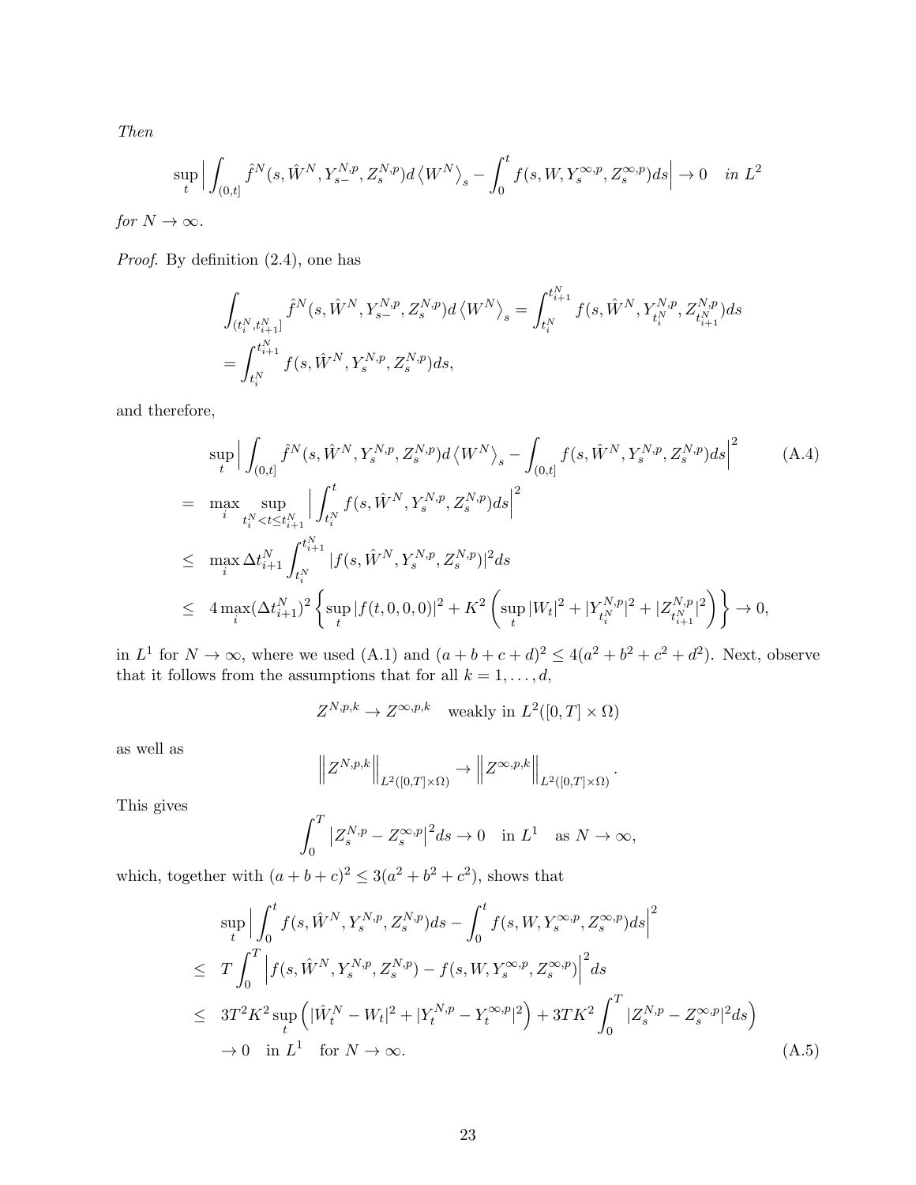*Then*

$$\sup_t \Big| \int_{(0,t]} \hat{f}^N(s, \hat{W}^N, Y^{N,p}_{s-}, Z^{N,p}_s) d\left\langle W^N \right\rangle_s - \int_0^t f(s, W, Y^{\infty,p}_s, Z^{\infty,p}_s) ds \Big| \to 0 \quad \textit{in } L^2$$

*for* $N \to \infty$.

*Proof.* By definition (2.4), one has

$$\begin{aligned}
&\int_{(t_i^N, t_{i+1}^N]} \hat{f}^N(s, \hat{W}^N, Y^{N,p}_{s-}, Z^{N,p}_s) d\left\langle W^N \right\rangle_s = \int_{t_i^N}^{t_{i+1}^N} f(s, \hat{W}^N, Y^{N,p}_{t_i^N}, Z^{N,p}_{t_{i+1}^N}) ds \\
&= \int_{t_i^N}^{t_{i+1}^N} f(s, \hat{W}^N, Y^{N,p}_s, Z^{N,p}_s) ds,
\end{aligned}$$

and therefore,

$$\begin{aligned}
&\sup_t \Big| \int_{(0,t]} \hat{f}^N(s, \hat{W}^N, Y^{N,p}_s, Z^{N,p}_s) d\left\langle W^N \right\rangle_s - \int_{(0,t]} f(s, \hat{W}^N, Y^{N,p}_s, Z^{N,p}_s) ds \Big|^2 \qquad \text{(A.4)} \\
= \;& \max_i \sup_{t_i^N < t \le t_{i+1}^N} \Big| \int_{t_i^N}^t f(s, \hat{W}^N, Y^{N,p}_s, Z^{N,p}_s) ds \Big|^2 \\
\le \;& \max_i \Delta t_{i+1}^N \int_{t_i^N}^{t_{i+1}^N} |f(s, \hat{W}^N, Y^{N,p}_s, Z^{N,p}_s)|^2 ds \\
\le \;& 4 \max_i (\Delta t_{i+1}^N)^2 \left\{ \sup_t |f(t,0,0,0)|^2 + K^2 \left( \sup_t |W_t|^2 + |Y^{N,p}_{t_i^N}|^2 + |Z^{N,p}_{t_{i+1}^N}|^2 \right) \right\} \to 0,
\end{aligned}$$

in $L^1$ for $N \to \infty$, where we used (A.1) and $(a+b+c+d)^2 \le 4(a^2+b^2+c^2+d^2)$. Next, observe that it follows from the assumptions that for all $k = 1, \dots, d$,

$$Z^{N,p,k} \to Z^{\infty,p,k} \quad \text{weakly in } L^2([0,T] \times \Omega)$$

as well as

$$\left\| Z^{N,p,k} \right\|_{L^2([0,T]\times\Omega)} \to \left\| Z^{\infty,p,k} \right\|_{L^2([0,T]\times\Omega)}.$$

This gives

$$\int_0^T \left| Z^{N,p}_s - Z^{\infty,p}_s \right|^2 ds \to 0 \quad \text{in } L^1 \quad \text{as } N \to \infty,$$

which, together with $(a+b+c)^2 \le 3(a^2+b^2+c^2)$, shows that

$$\begin{aligned}
&\sup_t \Big| \int_0^t f(s, \hat{W}^N, Y^{N,p}_s, Z^{N,p}_s) ds - \int_0^t f(s, W, Y^{\infty,p}_s, Z^{\infty,p}_s) ds \Big|^2 \\
\le \;& T \int_0^T \Big| f(s, \hat{W}^N, Y^{N,p}_s, Z^{N,p}_s) - f(s, W, Y^{\infty,p}_s, Z^{\infty,p}_s) \Big|^2 ds \\
\le \;& 3T^2K^2 \sup_t \left( |\hat{W}^N_t - W_t|^2 + |Y^{N,p}_t - Y^{\infty,p}_t|^2 \right) + 3TK^2 \int_0^T |Z^{N,p}_s - Z^{\infty,p}_s|^2 ds \Big) \\
& \to 0 \quad \text{in } L^1 \quad \text{for } N \to \infty. \qquad \text{(A.5)}
\end{aligned}$$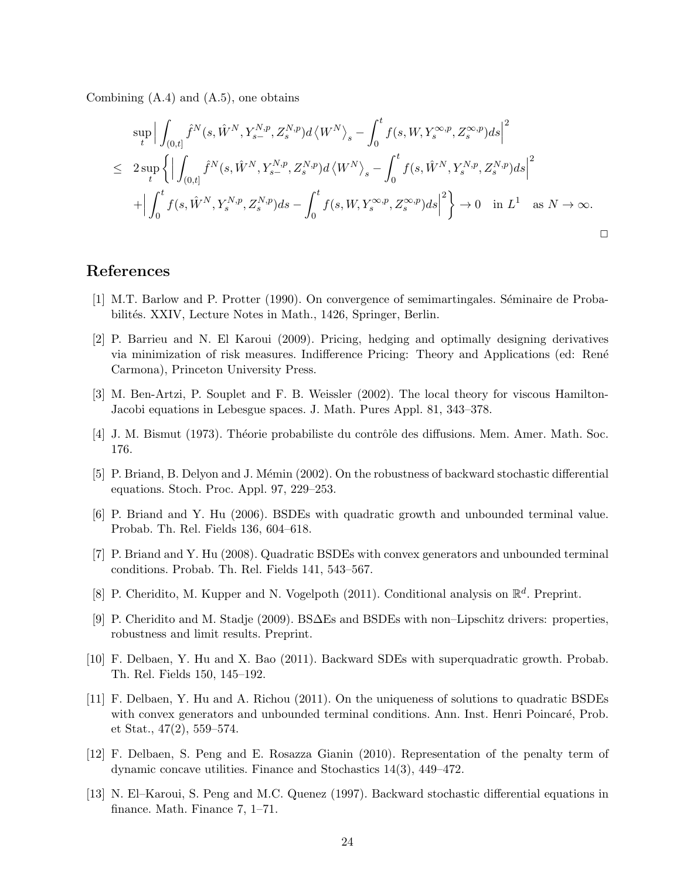Combining (A.4) and (A.5), one obtains

$$
\begin{aligned}
&\sup_t \Big| \int_{(0,t]} \hat{f}^N(s, \hat{W}^N, Y_{s-}^{N,p}, Z_s^{N,p}) d\left\langle W^N \right\rangle_s - \int_0^t f(s, W, Y_s^{\infty,p}, Z_s^{\infty,p}) ds \Big|^2 \\
\leq\ & 2 \sup_t \Big\{ \Big| \int_{(0,t]} \hat{f}^N(s, \hat{W}^N, Y_{s-}^{N,p}, Z_s^{N,p}) d\left\langle W^N \right\rangle_s - \int_0^t f(s, \hat{W}^N, Y_s^{N,p}, Z_s^{N,p}) ds \Big|^2 \\
&+ \Big| \int_0^t f(s, \hat{W}^N, Y_s^{N,p}, Z_s^{N,p}) ds - \int_0^t f(s, W, Y_s^{\infty,p}, Z_s^{\infty,p}) ds \Big|^2 \Big\} \to 0 \quad \text{in } L^1 \quad \text{as } N \to \infty.
\end{aligned}
$$

□

# References

[1] M.T. Barlow and P. Protter (1990). On convergence of semimartingales. Séminaire de Probabilités. XXIV, Lecture Notes in Math., 1426, Springer, Berlin.

[2] P. Barrieu and N. El Karoui (2009). Pricing, hedging and optimally designing derivatives via minimization of risk measures. Indifference Pricing: Theory and Applications (ed: René Carmona), Princeton University Press.

[3] M. Ben-Artzi, P. Souplet and F. B. Weissler (2002). The local theory for viscous Hamilton-Jacobi equations in Lebesgue spaces. J. Math. Pures Appl. 81, 343–378.

[4] J. M. Bismut (1973). Théorie probabiliste du contrôle des diffusions. Mem. Amer. Math. Soc. 176.

[5] P. Briand, B. Delyon and J. Mémin (2002). On the robustness of backward stochastic differential equations. Stoch. Proc. Appl. 97, 229–253.

[6] P. Briand and Y. Hu (2006). BSDEs with quadratic growth and unbounded terminal value. Probab. Th. Rel. Fields 136, 604–618.

[7] P. Briand and Y. Hu (2008). Quadratic BSDEs with convex generators and unbounded terminal conditions. Probab. Th. Rel. Fields 141, 543–567.

[8] P. Cheridito, M. Kupper and N. Vogelpoth (2011). Conditional analysis on $\mathbb{R}^d$. Preprint.

[9] P. Cheridito and M. Stadje (2009). BS$\Delta$Es and BSDEs with non–Lipschitz drivers: properties, robustness and limit results. Preprint.

[10] F. Delbaen, Y. Hu and X. Bao (2011). Backward SDEs with superquadratic growth. Probab. Th. Rel. Fields 150, 145–192.

[11] F. Delbaen, Y. Hu and A. Richou (2011). On the uniqueness of solutions to quadratic BSDEs with convex generators and unbounded terminal conditions. Ann. Inst. Henri Poincaré, Prob. et Stat., 47(2), 559–574.

[12] F. Delbaen, S. Peng and E. Rosazza Gianin (2010). Representation of the penalty term of dynamic concave utilities. Finance and Stochastics 14(3), 449–472.

[13] N. El–Karoui, S. Peng and M.C. Quenez (1997). Backward stochastic differential equations in finance. Math. Finance 7, 1–71.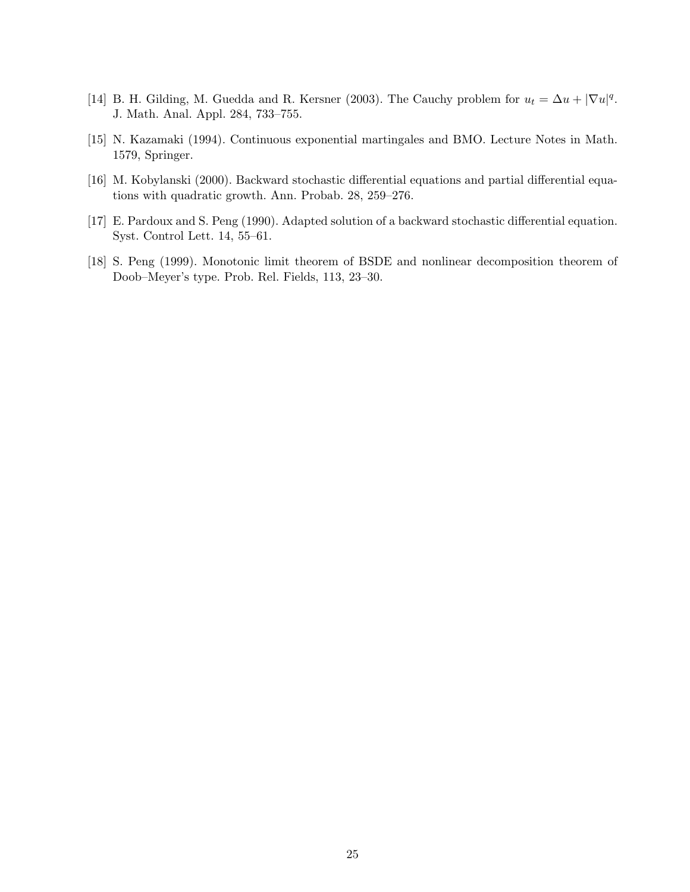[14] B. H. Gilding, M. Guedda and R. Kersner (2003). The Cauchy problem for $u_t = \Delta u + |\nabla u|^q$. J. Math. Anal. Appl. 284, 733–755.

[15] N. Kazamaki (1994). Continuous exponential martingales and BMO. Lecture Notes in Math. 1579, Springer.

[16] M. Kobylanski (2000). Backward stochastic differential equations and partial differential equations with quadratic growth. Ann. Probab. 28, 259–276.

[17] E. Pardoux and S. Peng (1990). Adapted solution of a backward stochastic differential equation. Syst. Control Lett. 14, 55–61.

[18] S. Peng (1999). Monotonic limit theorem of BSDE and nonlinear decomposition theorem of Doob–Meyer's type. Prob. Rel. Fields, 113, 23–30.